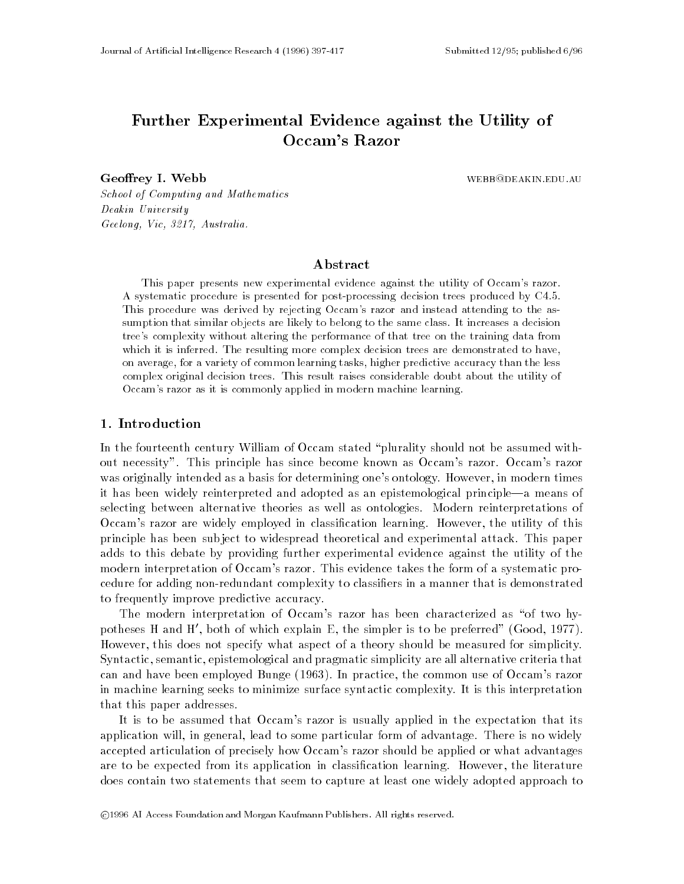# Further Experimental Evidence against the Utility of Occam's Razor

**Geoffrey I. Webb** WEBB@DEAKIN.EDU.AU

*School of Computing and Mathematics*
*Deakin University*
*Geelong, Vic, 3217, Australia.*

## Abstract

This paper presents new experimental evidence against the utility of Occam's razor. A systematic procedure is presented for post-processing decision trees produced by C4.5. This procedure was derived by rejecting Occam's razor and instead attending to the assumption that similar objects are likely to belong to the same class. It increases a decision tree's complexity without altering the performance of that tree on the training data from which it is inferred. The resulting more complex decision trees are demonstrated to have, on average, for a variety of common learning tasks, higher predictive accuracy than the less complex original decision trees. This result raises considerable doubt about the utility of Occam's razor as it is commonly applied in modern machine learning.

## 1. Introduction

In the fourteenth century William of Occam stated "plurality should not be assumed without necessity". This principle has since become known as Occam's razor. Occam's razor was originally intended as a basis for determining one's ontology. However, in modern times it has been widely reinterpreted and adopted as an epistemological principle—a means of selecting between alternative theories as well as ontologies. Modern reinterpretations of Occam's razor are widely employed in classification learning. However, the utility of this principle has been subject to widespread theoretical and experimental attack. This paper adds to this debate by providing further experimental evidence against the utility of the modern interpretation of Occam's razor. This evidence takes the form of a systematic procedure for adding non-redundant complexity to classifiers in a manner that is demonstrated to frequently improve predictive accuracy.

The modern interpretation of Occam's razor has been characterized as "of two hypotheses H and H′, both of which explain E, the simpler is to be preferred" (Good, 1977). However, this does not specify what aspect of a theory should be measured for simplicity. Syntactic, semantic, epistemological and pragmatic simplicity are all alternative criteria that can and have been employed Bunge (1963). In practice, the common use of Occam's razor in machine learning seeks to minimize surface syntactic complexity. It is this interpretation that this paper addresses.

It is to be assumed that Occam's razor is usually applied in the expectation that its application will, in general, lead to some particular form of advantage. There is no widely accepted articulation of precisely how Occam's razor should be applied or what advantages are to be expected from its application in classification learning. However, the literature does contain two statements that seem to capture at least one widely adopted approach to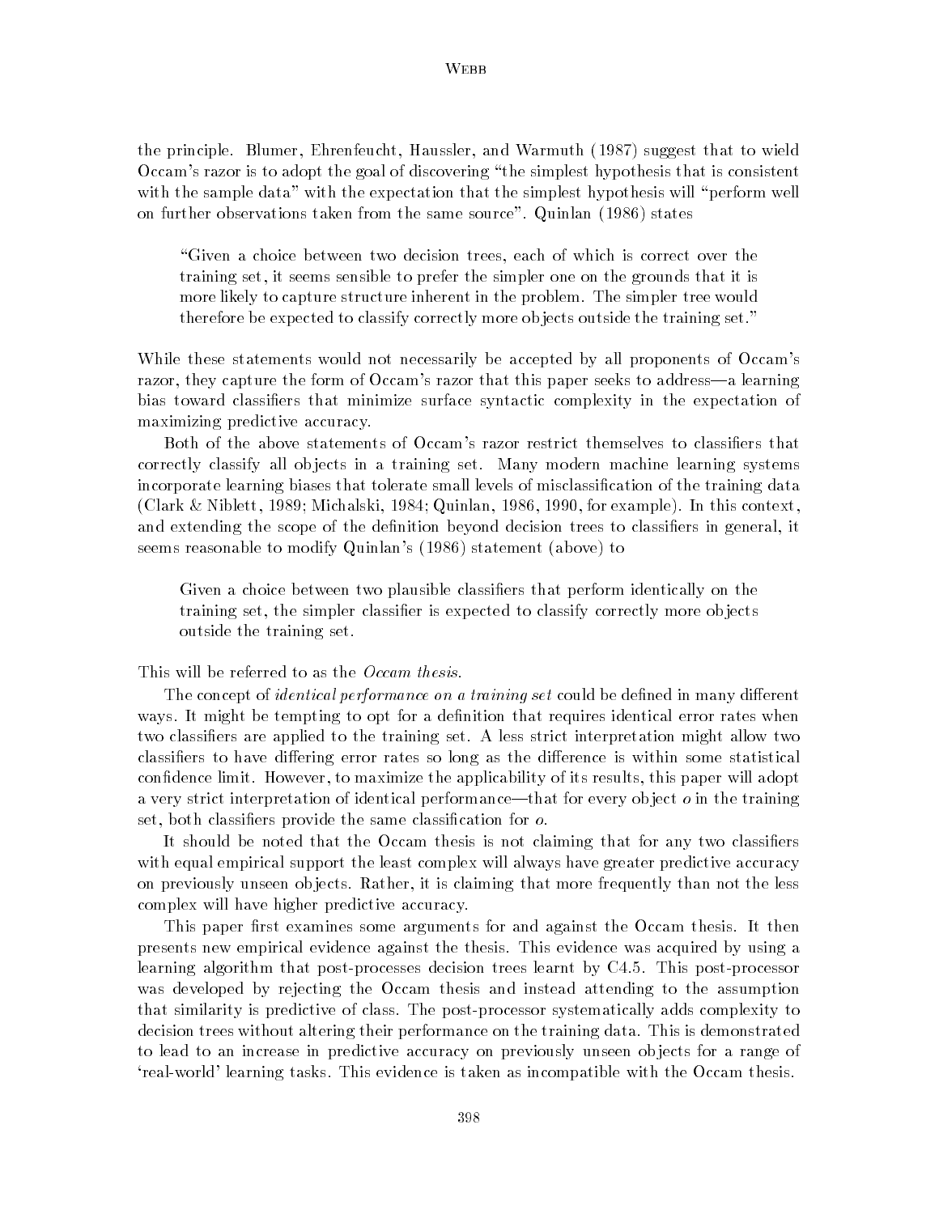the principle. Blumer, Ehrenfeucht, Haussler, and Warmuth (1987) suggest that to wield Occam's razor is to adopt the goal of discovering "the simplest hypothesis that is consistent with the sample data" with the expectation that the simplest hypothesis will "perform well on further observations taken from the same source". Quinlan (1986) states

> "Given a choice between two decision trees, each of which is correct over the training set, it seems sensible to prefer the simpler one on the grounds that it is more likely to capture structure inherent in the problem. The simpler tree would therefore be expected to classify correctly more objects outside the training set."

While these statements would not necessarily be accepted by all proponents of Occam's razor, they capture the form of Occam's razor that this paper seeks to address—a learning bias toward classifiers that minimize surface syntactic complexity in the expectation of maximizing predictive accuracy.

Both of the above statements of Occam's razor restrict themselves to classifiers that correctly classify all objects in a training set. Many modern machine learning systems incorporate learning biases that tolerate small levels of misclassification of the training data (Clark & Niblett, 1989; Michalski, 1984; Quinlan, 1986, 1990, for example). In this context, and extending the scope of the definition beyond decision trees to classifiers in general, it seems reasonable to modify Quinlan's (1986) statement (above) to

> Given a choice between two plausible classifiers that perform identically on the training set, the simpler classifier is expected to classify correctly more objects outside the training set.

This will be referred to as the *Occam thesis*.

The concept of *identical performance on a training set* could be defined in many different ways. It might be tempting to opt for a definition that requires identical error rates when two classifiers are applied to the training set. A less strict interpretation might allow two classifiers to have differing error rates so long as the difference is within some statistical confidence limit. However, to maximize the applicability of its results, this paper will adopt a very strict interpretation of identical performance—that for every object $o$ in the training set, both classifiers provide the same classification for $o$.

It should be noted that the Occam thesis is not claiming that for any two classifiers with equal empirical support the least complex will always have greater predictive accuracy on previously unseen objects. Rather, it is claiming that more frequently than not the less complex will have higher predictive accuracy.

This paper first examines some arguments for and against the Occam thesis. It then presents new empirical evidence against the thesis. This evidence was acquired by using a learning algorithm that post-processes decision trees learnt by C4.5. This post-processor was developed by rejecting the Occam thesis and instead attending to the assumption that similarity is predictive of class. The post-processor systematically adds complexity to decision trees without altering their performance on the training data. This is demonstrated to lead to an increase in predictive accuracy on previously unseen objects for a range of 'real-world' learning tasks. This evidence is taken as incompatible with the Occam thesis.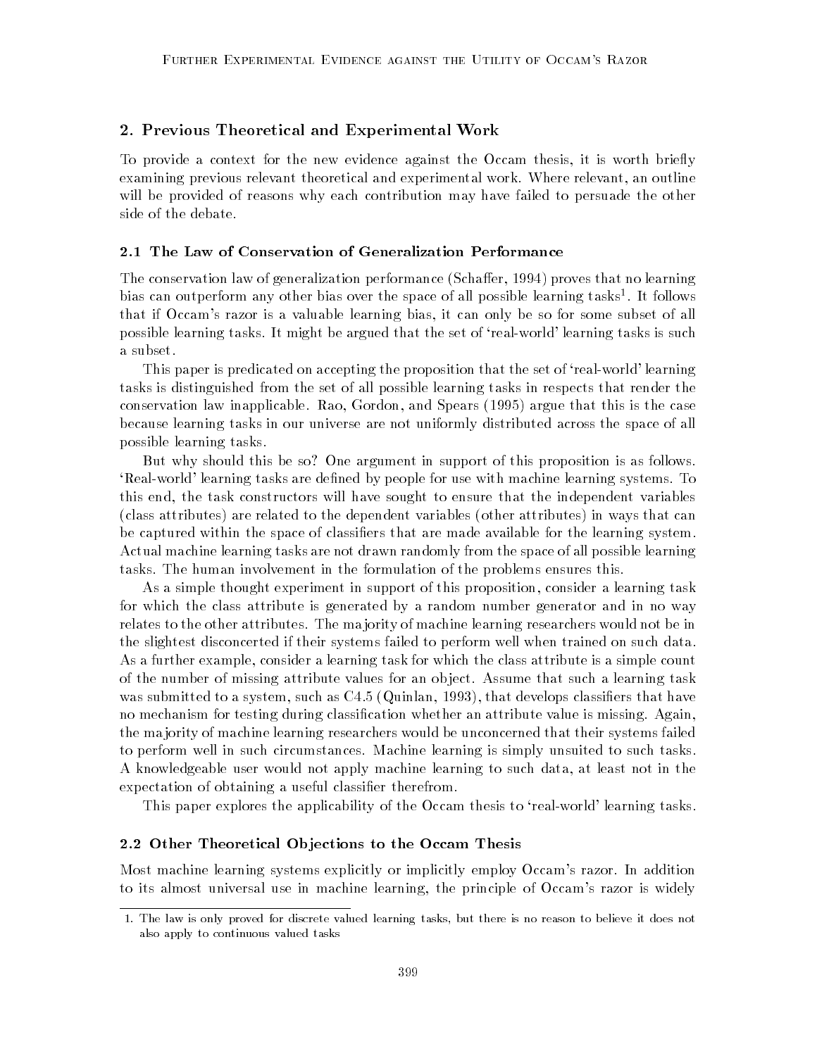## 2. Previous Theoretical and Experimental Work

To provide a context for the new evidence against the Occam thesis, it is worth briefly examining previous relevant theoretical and experimental work. Where relevant, an outline will be provided of reasons why each contribution may have failed to persuade the other side of the debate.

### 2.1 The Law of Conservation of Generalization Performance

The conservation law of generalization performance (Schaffer, 1994) proves that no learning bias can outperform any other bias over the space of all possible learning tasks[1]. It follows that if Occam's razor is a valuable learning bias, it can only be so for some subset of all possible learning tasks. It might be argued that the set of 'real-world' learning tasks is such a subset.

This paper is predicated on accepting the proposition that the set of 'real-world' learning tasks is distinguished from the set of all possible learning tasks in respects that render the conservation law inapplicable. Rao, Gordon, and Spears (1995) argue that this is the case because learning tasks in our universe are not uniformly distributed across the space of all possible learning tasks.

But why should this be so? One argument in support of this proposition is as follows. 'Real-world' learning tasks are defined by people for use with machine learning systems. To this end, the task constructors will have sought to ensure that the independent variables (class attributes) are related to the dependent variables (other attributes) in ways that can be captured within the space of classifiers that are made available for the learning system. Actual machine learning tasks are not drawn randomly from the space of all possible learning tasks. The human involvement in the formulation of the problems ensures this.

As a simple thought experiment in support of this proposition, consider a learning task for which the class attribute is generated by a random number generator and in no way relates to the other attributes. The majority of machine learning researchers would not be in the slightest disconcerted if their systems failed to perform well when trained on such data. As a further example, consider a learning task for which the class attribute is a simple count of the number of missing attribute values for an object. Assume that such a learning task was submitted to a system, such as C4.5 (Quinlan, 1993), that develops classifiers that have no mechanism for testing during classification whether an attribute value is missing. Again, the majority of machine learning researchers would be unconcerned that their systems failed to perform well in such circumstances. Machine learning is simply unsuited to such tasks. A knowledgeable user would not apply machine learning to such data, at least not in the expectation of obtaining a useful classifier therefrom.

This paper explores the applicability of the Occam thesis to 'real-world' learning tasks.

### 2.2 Other Theoretical Objections to the Occam Thesis

Most machine learning systems explicitly or implicitly employ Occam's razor. In addition to its almost universal use in machine learning, the principle of Occam's razor is widely

1. The law is only proved for discrete valued learning tasks, but there is no reason to believe it does not also apply to continuous valued tasks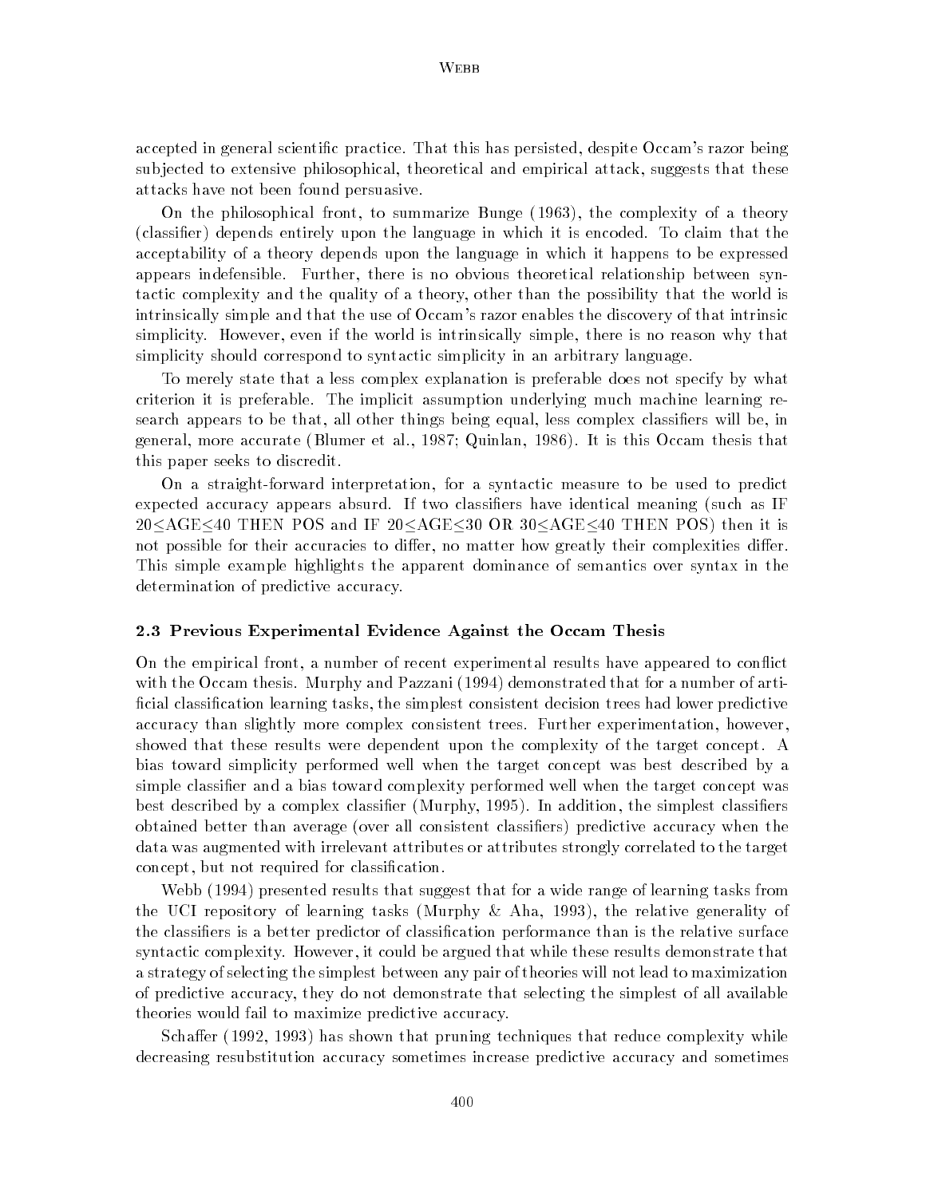accepted in general scientific practice. That this has persisted, despite Occam's razor being subjected to extensive philosophical, theoretical and empirical attack, suggests that these attacks have not been found persuasive.

On the philosophical front, to summarize Bunge (1963), the complexity of a theory (classifier) depends entirely upon the language in which it is encoded. To claim that the acceptability of a theory depends upon the language in which it happens to be expressed appears indefensible. Further, there is no obvious theoretical relationship between syntactic complexity and the quality of a theory, other than the possibility that the world is intrinsically simple and that the use of Occam's razor enables the discovery of that intrinsic simplicity. However, even if the world is intrinsically simple, there is no reason why that simplicity should correspond to syntactic simplicity in an arbitrary language.

To merely state that a less complex explanation is preferable does not specify by what criterion it is preferable. The implicit assumption underlying much machine learning research appears to be that, all other things being equal, less complex classifiers will be, in general, more accurate (Blumer et al., 1987; Quinlan, 1986). It is this Occam thesis that this paper seeks to discredit.

On a straight-forward interpretation, for a syntactic measure to be used to predict expected accuracy appears absurd. If two classifiers have identical meaning (such as IF $20 \leq$AGE$\leq 40$ THEN POS and IF $20 \leq$AGE$\leq 30$ OR $30 \leq$AGE$\leq 40$ THEN POS) then it is not possible for their accuracies to differ, no matter how greatly their complexities differ. This simple example highlights the apparent dominance of semantics over syntax in the determination of predictive accuracy.

### 2.3 Previous Experimental Evidence Against the Occam Thesis

On the empirical front, a number of recent experimental results have appeared to conflict with the Occam thesis. Murphy and Pazzani (1994) demonstrated that for a number of artificial classification learning tasks, the simplest consistent decision trees had lower predictive accuracy than slightly more complex consistent trees. Further experimentation, however, showed that these results were dependent upon the complexity of the target concept. A bias toward simplicity performed well when the target concept was best described by a simple classifier and a bias toward complexity performed well when the target concept was best described by a complex classifier (Murphy, 1995). In addition, the simplest classifiers obtained better than average (over all consistent classifiers) predictive accuracy when the data was augmented with irrelevant attributes or attributes strongly correlated to the target concept, but not required for classification.

Webb (1994) presented results that suggest that for a wide range of learning tasks from the UCI repository of learning tasks (Murphy & Aha, 1993), the relative generality of the classifiers is a better predictor of classification performance than is the relative surface syntactic complexity. However, it could be argued that while these results demonstrate that a strategy of selecting the simplest between any pair of theories will not lead to maximization of predictive accuracy, they do not demonstrate that selecting the simplest of all available theories would fail to maximize predictive accuracy.

Schaffer (1992, 1993) has shown that pruning techniques that reduce complexity while decreasing resubstitution accuracy sometimes increase predictive accuracy and sometimes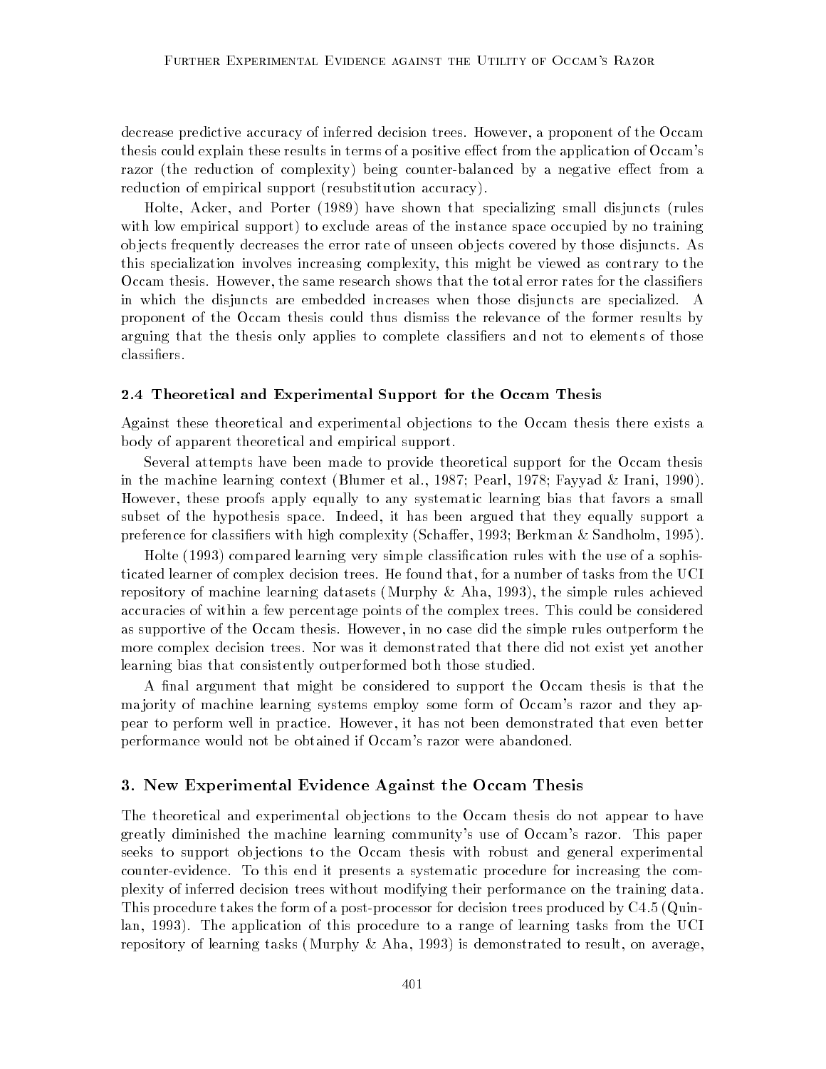decrease predictive accuracy of inferred decision trees. However, a proponent of the Occam thesis could explain these results in terms of a positive effect from the application of Occam's razor (the reduction of complexity) being counter-balanced by a negative effect from a reduction of empirical support (resubstitution accuracy).

Holte, Acker, and Porter (1989) have shown that specializing small disjuncts (rules with low empirical support) to exclude areas of the instance space occupied by no training objects frequently decreases the error rate of unseen objects covered by those disjuncts. As this specialization involves increasing complexity, this might be viewed as contrary to the Occam thesis. However, the same research shows that the total error rates for the classifiers in which the disjuncts are embedded increases when those disjuncts are specialized. A proponent of the Occam thesis could thus dismiss the relevance of the former results by arguing that the thesis only applies to complete classifiers and not to elements of those classifiers.

### 2.4 Theoretical and Experimental Support for the Occam Thesis

Against these theoretical and experimental objections to the Occam thesis there exists a body of apparent theoretical and empirical support.

Several attempts have been made to provide theoretical support for the Occam thesis in the machine learning context (Blumer et al., 1987; Pearl, 1978; Fayyad & Irani, 1990). However, these proofs apply equally to any systematic learning bias that favors a small subset of the hypothesis space. Indeed, it has been argued that they equally support a preference for classifiers with high complexity (Schaffer, 1993; Berkman & Sandholm, 1995).

Holte (1993) compared learning very simple classification rules with the use of a sophisticated learner of complex decision trees. He found that, for a number of tasks from the UCI repository of machine learning datasets (Murphy & Aha, 1993), the simple rules achieved accuracies of within a few percentage points of the complex trees. This could be considered as supportive of the Occam thesis. However, in no case did the simple rules outperform the more complex decision trees. Nor was it demonstrated that there did not exist yet another learning bias that consistently outperformed both those studied.

A final argument that might be considered to support the Occam thesis is that the majority of machine learning systems employ some form of Occam's razor and they appear to perform well in practice. However, it has not been demonstrated that even better performance would not be obtained if Occam's razor were abandoned.

## 3. New Experimental Evidence Against the Occam Thesis

The theoretical and experimental objections to the Occam thesis do not appear to have greatly diminished the machine learning community's use of Occam's razor. This paper seeks to support objections to the Occam thesis with robust and general experimental counter-evidence. To this end it presents a systematic procedure for increasing the complexity of inferred decision trees without modifying their performance on the training data. This procedure takes the form of a post-processor for decision trees produced by C4.5 (Quinlan, 1993). The application of this procedure to a range of learning tasks from the UCI repository of learning tasks (Murphy & Aha, 1993) is demonstrated to result, on average,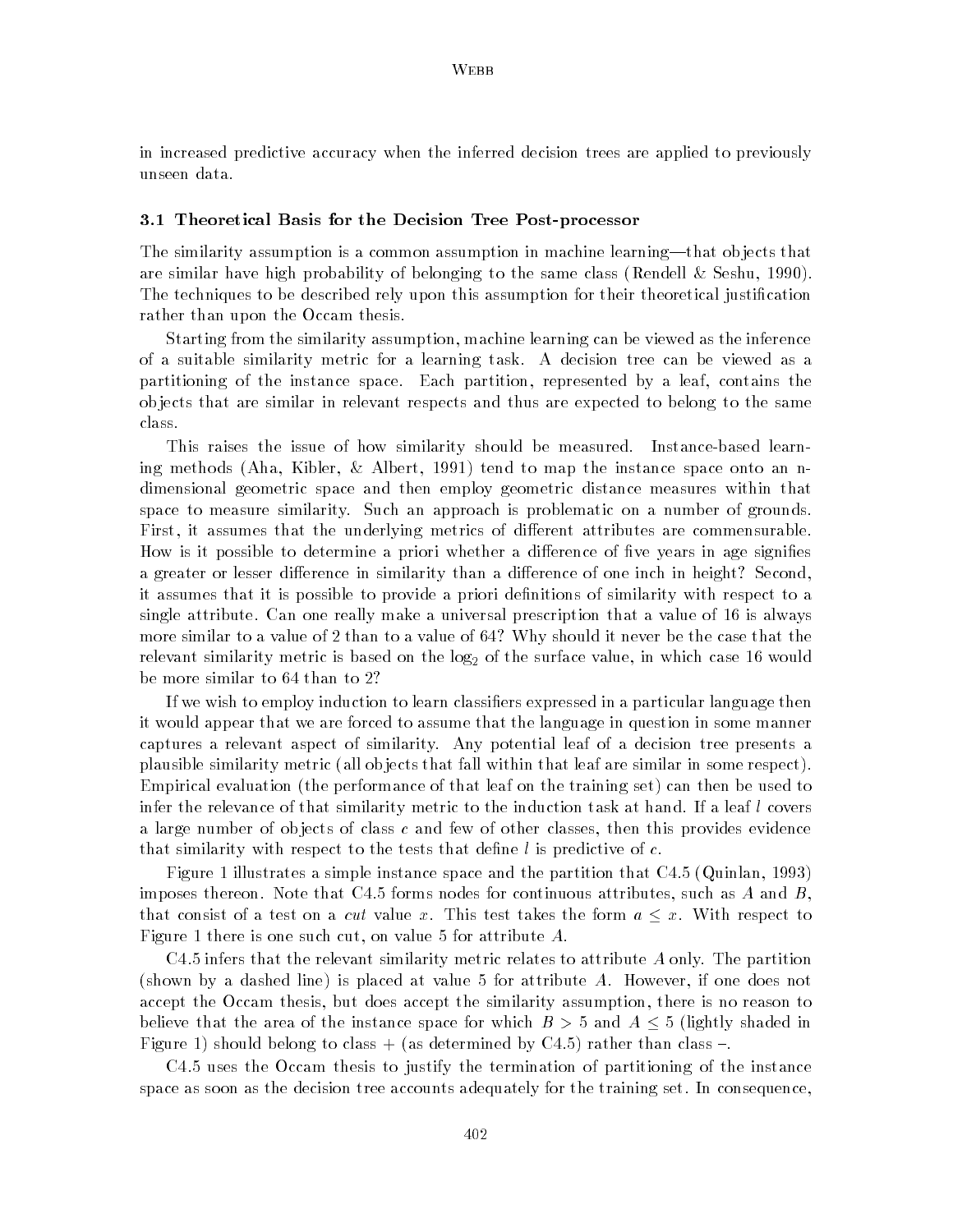in increased predictive accuracy when the inferred decision trees are applied to previously unseen data.

### 3.1 Theoretical Basis for the Decision Tree Post-processor

The similarity assumption is a common assumption in machine learning—that objects that are similar have high probability of belonging to the same class (Rendell & Seshu, 1990). The techniques to be described rely upon this assumption for their theoretical justification rather than upon the Occam thesis.

Starting from the similarity assumption, machine learning can be viewed as the inference of a suitable similarity metric for a learning task. A decision tree can be viewed as a partitioning of the instance space. Each partition, represented by a leaf, contains the objects that are similar in relevant respects and thus are expected to belong to the same class.

This raises the issue of how similarity should be measured. Instance-based learning methods (Aha, Kibler, & Albert, 1991) tend to map the instance space onto an n-dimensional geometric space and then employ geometric distance measures within that space to measure similarity. Such an approach is problematic on a number of grounds. First, it assumes that the underlying metrics of different attributes are commensurable. How is it possible to determine a priori whether a difference of five years in age signifies a greater or lesser difference in similarity than a difference of one inch in height? Second, it assumes that it is possible to provide a priori definitions of similarity with respect to a single attribute. Can one really make a universal prescription that a value of 16 is always more similar to a value of 2 than to a value of 64? Why should it never be the case that the relevant similarity metric is based on the $\log_2$ of the surface value, in which case 16 would be more similar to 64 than to 2?

If we wish to employ induction to learn classifiers expressed in a particular language then it would appear that we are forced to assume that the language in question in some manner captures a relevant aspect of similarity. Any potential leaf of a decision tree presents a plausible similarity metric (all objects that fall within that leaf are similar in some respect). Empirical evaluation (the performance of that leaf on the training set) can then be used to infer the relevance of that similarity metric to the induction task at hand. If a leaf $l$ covers a large number of objects of class $c$ and few of other classes, then this provides evidence that similarity with respect to the tests that define $l$ is predictive of $c$.

Figure 1 illustrates a simple instance space and the partition that C4.5 (Quinlan, 1993) imposes thereon. Note that C4.5 forms nodes for continuous attributes, such as $A$ and $B$, that consist of a test on a *cut* value $x$. This test takes the form $a \leq x$. With respect to Figure 1 there is one such cut, on value 5 for attribute $A$.

C4.5 infers that the relevant similarity metric relates to attribute $A$ only. The partition (shown by a dashed line) is placed at value 5 for attribute $A$. However, if one does not accept the Occam thesis, but does accept the similarity assumption, there is no reason to believe that the area of the instance space for which $B > 5$ and $A \leq 5$ (lightly shaded in Figure 1) should belong to class + (as determined by C4.5) rather than class –.

C4.5 uses the Occam thesis to justify the termination of partitioning of the instance space as soon as the decision tree accounts adequately for the training set. In consequence,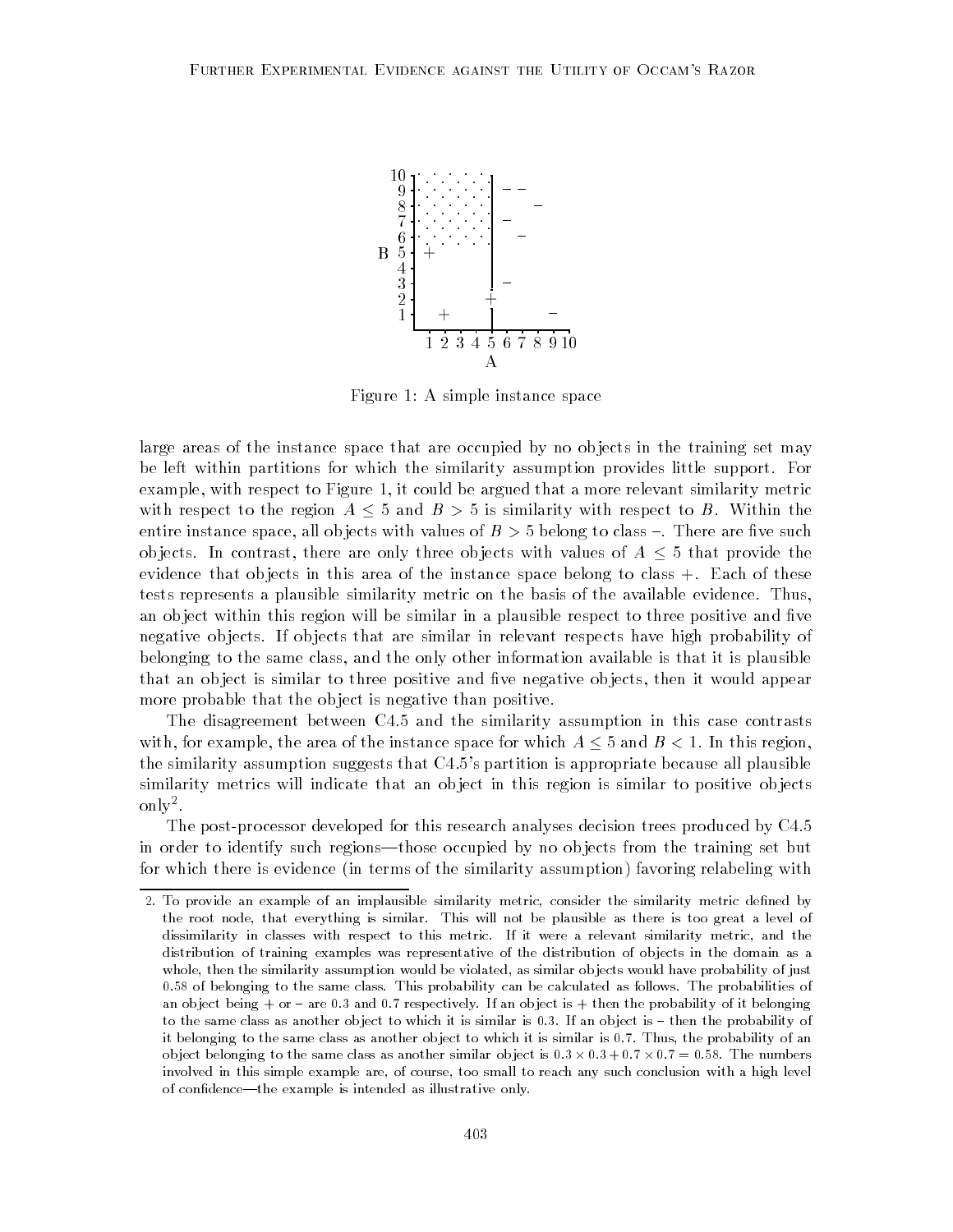Figure 1: A simple instance space

large areas of the instance space that are occupied by no objects in the training set may be left within partitions for which the similarity assumption provides little support. For example, with respect to Figure 1, it could be argued that a more relevant similarity metric with respect to the region $A \leq 5$ and $B > 5$ is similarity with respect to $B$. Within the entire instance space, all objects with values of $B > 5$ belong to class −. There are five such objects. In contrast, there are only three objects with values of $A \leq 5$ that provide the evidence that objects in this area of the instance space belong to class +. Each of these tests represents a plausible similarity metric on the basis of the available evidence. Thus, an object within this region will be similar in a plausible respect to three positive and five negative objects. If objects that are similar in relevant respects have high probability of belonging to the same class, and the only other information available is that it is plausible that an object is similar to three positive and five negative objects, then it would appear more probable that the object is negative than positive.

The disagreement between C4.5 and the similarity assumption in this case contrasts with, for example, the area of the instance space for which $A \leq 5$ and $B < 1$. In this region, the similarity assumption suggests that C4.5's partition is appropriate because all plausible similarity metrics will indicate that an object in this region is similar to positive objects only[2].

The post-processor developed for this research analyses decision trees produced by C4.5 in order to identify such regions—those occupied by no objects from the training set but for which there is evidence (in terms of the similarity assumption) favoring relabeling with

2. To provide an example of an implausible similarity metric, consider the similarity metric defined by the root node, that everything is similar. This will not be plausible as there is too great a level of dissimilarity in classes with respect to this metric. If it were a relevant similarity metric, and the distribution of training examples was representative of the distribution of objects in the domain as a whole, then the similarity assumption would be violated, as similar objects would have probability of just 0.58 of belonging to the same class. This probability can be calculated as follows. The probabilities of an object being + or − are 0.3 and 0.7 respectively. If an object is + then the probability of it belonging to the same class as another object to which it is similar is 0.3. If an object is − then the probability of it belonging to the same class as another object to which it is similar is 0.7. Thus, the probability of an object belonging to the same class as another similar object is $0.3 \times 0.3 + 0.7 \times 0.7 = 0.58$. The numbers involved in this simple example are, of course, too small to reach any such conclusion with a high level of confidence—the example is intended as illustrative only.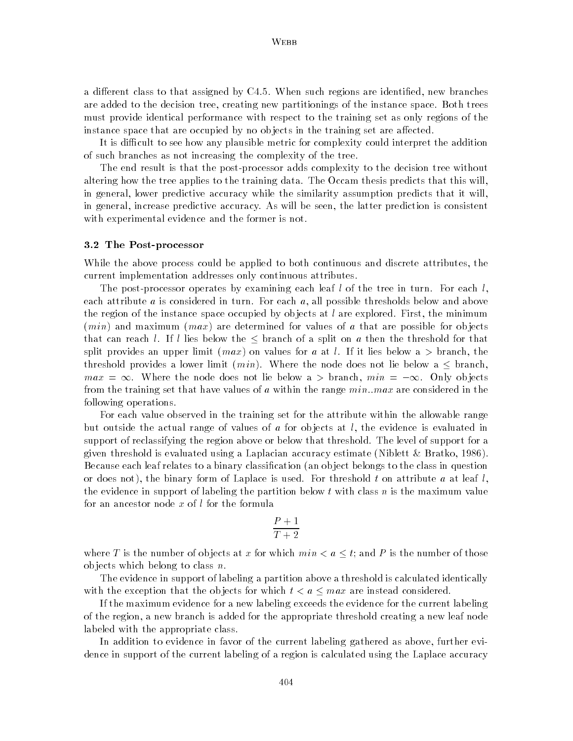a different class to that assigned by C4.5. When such regions are identified, new branches are added to the decision tree, creating new partitionings of the instance space. Both trees must provide identical performance with respect to the training set as only regions of the instance space that are occupied by no objects in the training set are affected.

It is difficult to see how any plausible metric for complexity could interpret the addition of such branches as not increasing the complexity of the tree.

The end result is that the post-processor adds complexity to the decision tree without altering how the tree applies to the training data. The Occam thesis predicts that this will, in general, lower predictive accuracy while the similarity assumption predicts that it will, in general, increase predictive accuracy. As will be seen, the latter prediction is consistent with experimental evidence and the former is not.

### 3.2 The Post-processor

While the above process could be applied to both continuous and discrete attributes, the current implementation addresses only continuous attributes.

The post-processor operates by examining each leaf $l$ of the tree in turn. For each $l$, each attribute $a$ is considered in turn. For each $a$, all possible thresholds below and above the region of the instance space occupied by objects at $l$ are explored. First, the minimum ($min$) and maximum ($max$) are determined for values of $a$ that are possible for objects that can reach $l$. If $l$ lies below the $\leq$ branch of a split on $a$ then the threshold for that split provides an upper limit ($max$) on values for $a$ at $l$. If it lies below a $>$ branch, the threshold provides a lower limit ($min$). Where the node does not lie below a $\leq$ branch, $max = \infty$. Where the node does not lie below a $>$ branch, $min = -\infty$. Only objects from the training set that have values of $a$ within the range $min..max$ are considered in the following operations.

For each value observed in the training set for the attribute within the allowable range but outside the actual range of values of $a$ for objects at $l$, the evidence is evaluated in support of reclassifying the region above or below that threshold. The level of support for a given threshold is evaluated using a Laplacian accuracy estimate (Niblett & Bratko, 1986). Because each leaf relates to a binary classification (an object belongs to the class in question or does not), the binary form of Laplace is used. For threshold $t$ on attribute $a$ at leaf $l$, the evidence in support of labeling the partition below $t$ with class $n$ is the maximum value for an ancestor node $x$ of $l$ for the formula

$$\frac{P+1}{T+2}$$

where $T$ is the number of objects at $x$ for which $min < a \leq t$; and $P$ is the number of those objects which belong to class $n$.

The evidence in support of labeling a partition above a threshold is calculated identically with the exception that the objects for which $t < a \leq max$ are instead considered.

If the maximum evidence for a new labeling exceeds the evidence for the current labeling of the region, a new branch is added for the appropriate threshold creating a new leaf node labeled with the appropriate class.

In addition to evidence in favor of the current labeling gathered as above, further evidence in support of the current labeling of a region is calculated using the Laplace accuracy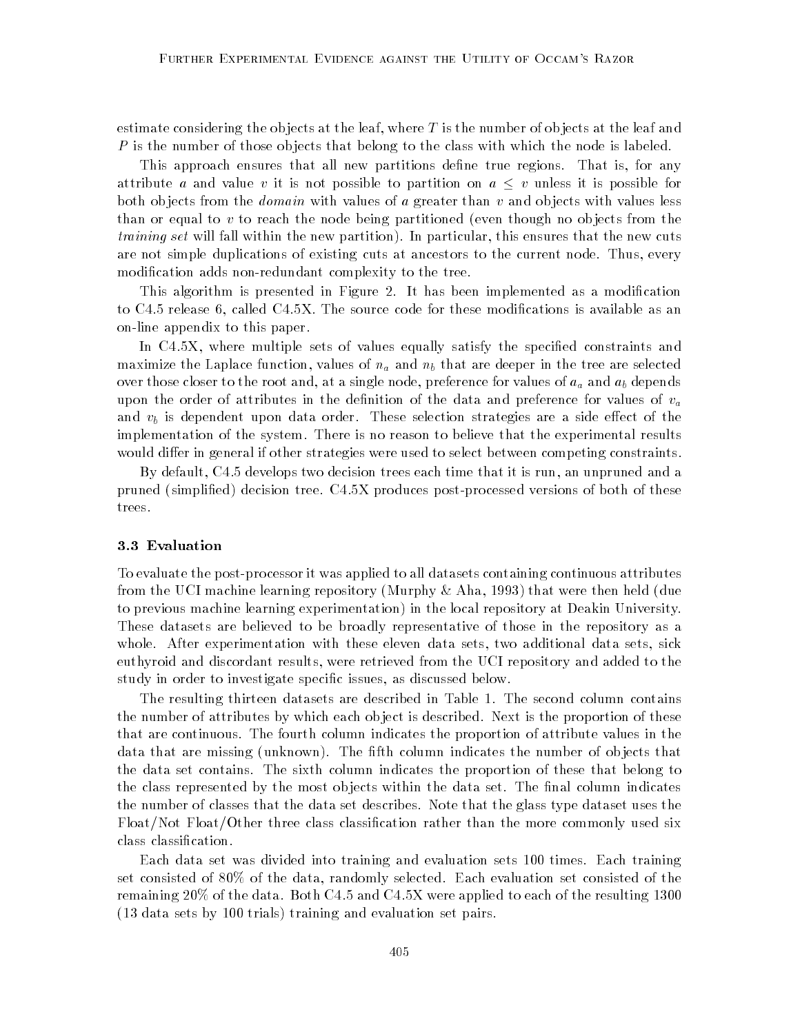estimate considering the objects at the leaf, where $T$ is the number of objects at the leaf and $P$ is the number of those objects that belong to the class with which the node is labeled.

This approach ensures that all new partitions define true regions. That is, for any attribute $a$ and value $v$ it is not possible to partition on $a \leq v$ unless it is possible for both objects from the *domain* with values of $a$ greater than $v$ and objects with values less than or equal to $v$ to reach the node being partitioned (even though no objects from the *training set* will fall within the new partition). In particular, this ensures that the new cuts are not simple duplications of existing cuts at ancestors to the current node. Thus, every modification adds non-redundant complexity to the tree.

This algorithm is presented in Figure 2. It has been implemented as a modification to C4.5 release 6, called C4.5X. The source code for these modifications is available as an on-line appendix to this paper.

In C4.5X, where multiple sets of values equally satisfy the specified constraints and maximize the Laplace function, values of $n_a$ and $n_b$ that are deeper in the tree are selected over those closer to the root and, at a single node, preference for values of $a_a$ and $a_b$ depends upon the order of attributes in the definition of the data and preference for values of $v_a$ and $v_b$ is dependent upon data order. These selection strategies are a side effect of the implementation of the system. There is no reason to believe that the experimental results would differ in general if other strategies were used to select between competing constraints.

By default, C4.5 develops two decision trees each time that it is run, an unpruned and a pruned (simplified) decision tree. C4.5X produces post-processed versions of both of these trees.

### 3.3 Evaluation

To evaluate the post-processor it was applied to all datasets containing continuous attributes from the UCI machine learning repository (Murphy & Aha, 1993) that were then held (due to previous machine learning experimentation) in the local repository at Deakin University. These datasets are believed to be broadly representative of those in the repository as a whole. After experimentation with these eleven data sets, two additional data sets, sick euthyroid and discordant results, were retrieved from the UCI repository and added to the study in order to investigate specific issues, as discussed below.

The resulting thirteen datasets are described in Table 1. The second column contains the number of attributes by which each object is described. Next is the proportion of these that are continuous. The fourth column indicates the proportion of attribute values in the data that are missing (unknown). The fifth column indicates the number of objects that the data set contains. The sixth column indicates the proportion of these that belong to the class represented by the most objects within the data set. The final column indicates the number of classes that the data set describes. Note that the glass type dataset uses the Float/Not Float/Other three class classification rather than the more commonly used six class classification.

Each data set was divided into training and evaluation sets 100 times. Each training set consisted of 80% of the data, randomly selected. Each evaluation set consisted of the remaining 20% of the data. Both C4.5 and C4.5X were applied to each of the resulting 1300 (13 data sets by 100 trials) training and evaluation set pairs.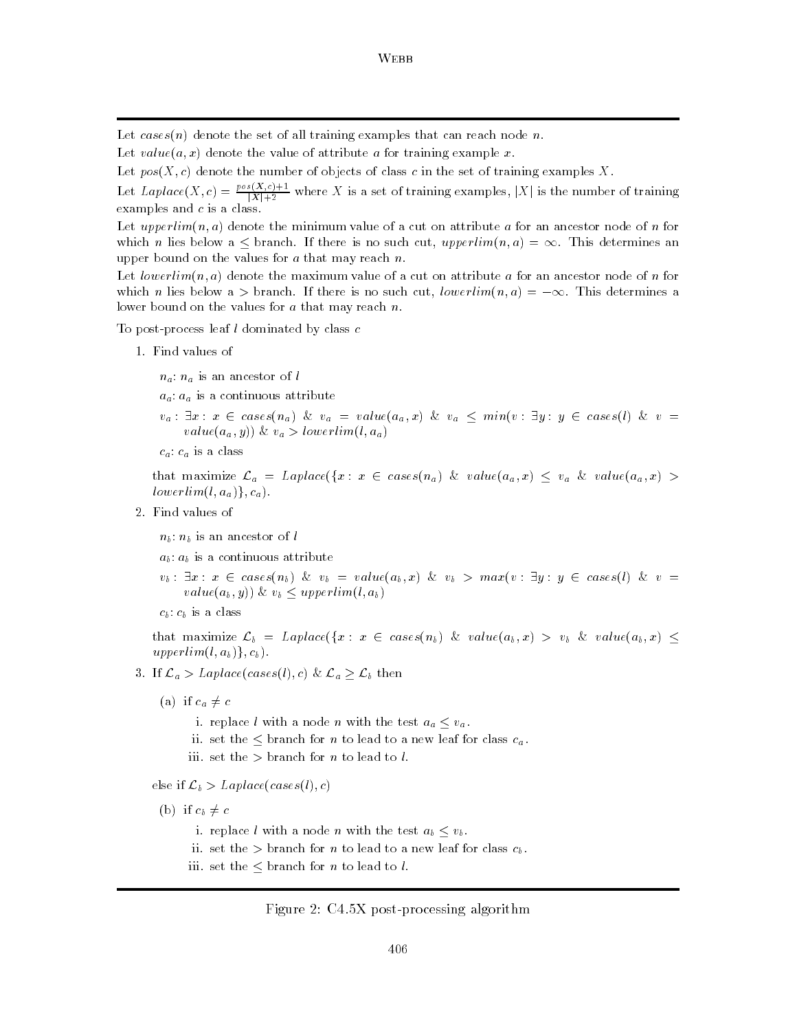Let $cases(n)$ denote the set of all training examples that can reach node $n$.

Let $value(a, x)$ denote the value of attribute $a$ for training example $x$.

Let $pos(X, c)$ denote the number of objects of class $c$ in the set of training examples $X$.

Let $Laplace(X, c) = \frac{pos(X,c)+1}{|X|+2}$ where $X$ is a set of training examples, $|X|$ is the number of training examples and $c$ is a class.

Let $upperlim(n, a)$ denote the minimum value of a cut on attribute $a$ for an ancestor node of $n$ for which $n$ lies below a $\leq$ branch. If there is no such cut, $upperlim(n, a) = \infty$. This determines an upper bound on the values for $a$ that may reach $n$.

Let $lowerlim(n, a)$ denote the maximum value of a cut on attribute $a$ for an ancestor node of $n$ for which $n$ lies below a $>$ branch. If there is no such cut, $lowerlim(n, a) = -\infty$. This determines a lower bound on the values for $a$ that may reach $n$.

To post-process leaf $l$ dominated by class $c$

1. Find values of

   $n_a$: $n_a$ is an ancestor of $l$

   $a_a$: $a_a$ is a continuous attribute

   $v_a : \exists x : x \in cases(n_a)\ \&\ v_a = value(a_a, x)\ \&\ v_a \leq min(v : \exists y : y \in cases(l)\ \&\ v = value(a_a, y))\ \&\ v_a > lowerlim(l, a_a)$

   $c_a$: $c_a$ is a class

   that maximize $\mathcal{L}_a = Laplace(\{x : x \in cases(n_a)\ \&\ value(a_a, x) \leq v_a\ \&\ value(a_a, x) > lowerlim(l, a_a)\}, c_a)$.

2. Find values of

   $n_b$: $n_b$ is an ancestor of $l$

   $a_b$: $a_b$ is a continuous attribute

   $v_b : \exists x : x \in cases(n_b)\ \&\ v_b = value(a_b, x)\ \&\ v_b > max(v : \exists y : y \in cases(l)\ \&\ v = value(a_b, y))\ \&\ v_b \leq upperlim(l, a_b)$

   $c_b$: $c_b$ is a class

   that maximize $\mathcal{L}_b = Laplace(\{x : x \in cases(n_b)\ \&\ value(a_b, x) > v_b\ \&\ value(a_b, x) \leq upperlim(l, a_b)\}, c_b)$.

3. If $\mathcal{L}_a > Laplace(cases(l), c)\ \&\ \mathcal{L}_a \geq \mathcal{L}_b$ then

   (a) if $c_a \neq c$

      i. replace $l$ with a node $n$ with the test $a_a \leq v_a$.

      ii. set the $\leq$ branch for $n$ to lead to a new leaf for class $c_a$.

      iii. set the $>$ branch for $n$ to lead to $l$.

   else if $\mathcal{L}_b > Laplace(cases(l), c)$

   (b) if $c_b \neq c$

      i. replace $l$ with a node $n$ with the test $a_b \leq v_b$.

      ii. set the $>$ branch for $n$ to lead to a new leaf for class $c_b$.

      iii. set the $\leq$ branch for $n$ to lead to $l$.

Figure 2: C4.5X post-processing algorithm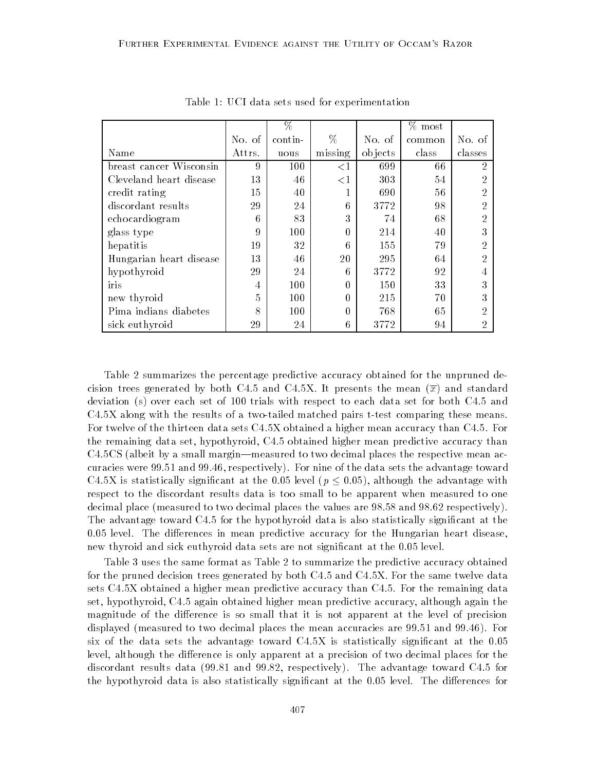Table 1: UCI data sets used for experimentation

| Name | No. of Attrs. | % contin-uous | % missing | No. of objects | % most common class | No. of classes |
|---|---|---|---|---|---|---|
| breast cancer Wisconsin | 9 | 100 | <1 | 699 | 66 | 2 |
| Cleveland heart disease | 13 | 46 | <1 | 303 | 54 | 2 |
| credit rating | 15 | 40 | 1 | 690 | 56 | 2 |
| discordant results | 29 | 24 | 6 | 3772 | 98 | 2 |
| echocardiogram | 6 | 83 | 3 | 74 | 68 | 2 |
| glass type | 9 | 100 | 0 | 214 | 40 | 3 |
| hepatitis | 19 | 32 | 6 | 155 | 79 | 2 |
| Hungarian heart disease | 13 | 46 | 20 | 295 | 64 | 2 |
| hypothyroid | 29 | 24 | 6 | 3772 | 92 | 4 |
| iris | 4 | 100 | 0 | 150 | 33 | 3 |
| new thyroid | 5 | 100 | 0 | 215 | 70 | 3 |
| Pima indians diabetes | 8 | 100 | 0 | 768 | 65 | 2 |
| sick euthyroid | 29 | 24 | 6 | 3772 | 94 | 2 |

Table 2 summarizes the percentage predictive accuracy obtained for the unpruned decision trees generated by both C4.5 and C4.5X. It presents the mean ($\overline{x}$) and standard deviation (s) over each set of 100 trials with respect to each data set for both C4.5 and C4.5X along with the results of a two-tailed matched pairs t-test comparing these means. For twelve of the thirteen data sets C4.5X obtained a higher mean accuracy than C4.5. For the remaining data set, hypothyroid, C4.5 obtained higher mean predictive accuracy than C4.5CS (albeit by a small margin—measured to two decimal places the respective mean accuracies were 99.51 and 99.46, respectively). For nine of the data sets the advantage toward C4.5X is statistically significant at the 0.05 level ($p \leq 0.05$), although the advantage with respect to the discordant results data is too small to be apparent when measured to one decimal place (measured to two decimal places the values are 98.58 and 98.62 respectively). The advantage toward C4.5 for the hypothyroid data is also statistically significant at the 0.05 level. The differences in mean predictive accuracy for the Hungarian heart disease, new thyroid and sick euthyroid data sets are not significant at the 0.05 level.

Table 3 uses the same format as Table 2 to summarize the predictive accuracy obtained for the pruned decision trees generated by both C4.5 and C4.5X. For the same twelve data sets C4.5X obtained a higher mean predictive accuracy than C4.5. For the remaining data set, hypothyroid, C4.5 again obtained higher mean predictive accuracy, although again the magnitude of the difference is so small that it is not apparent at the level of precision displayed (measured to two decimal places the mean accuracies are 99.51 and 99.46). For six of the data sets the advantage toward C4.5X is statistically significant at the 0.05 level, although the difference is only apparent at a precision of two decimal places for the discordant results data (99.81 and 99.82, respectively). The advantage toward C4.5 for the hypothyroid data is also statistically significant at the 0.05 level. The differences for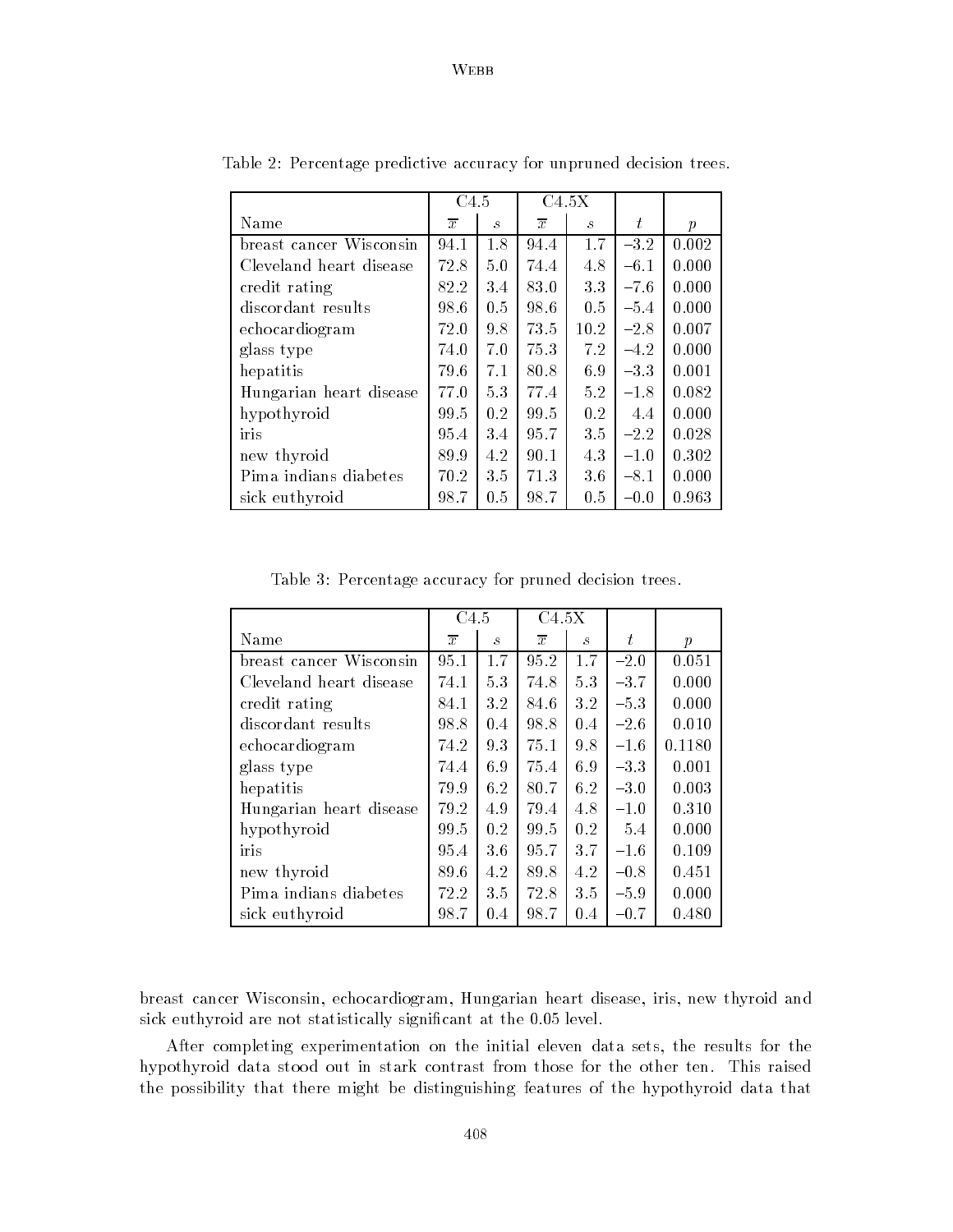Table 2: Percentage predictive accuracy for unpruned decision trees.

| | C4.5 | | C4.5X | | | |
|---|---|---|---|---|---|---|
| Name | $\overline{x}$ | $s$ | $\overline{x}$ | $s$ | $t$ | $p$ |
| breast cancer Wisconsin | 94.1 | 1.8 | 94.4 | 1.7 | −3.2 | 0.002 |
| Cleveland heart disease | 72.8 | 5.0 | 74.4 | 4.8 | −6.1 | 0.000 |
| credit rating | 82.2 | 3.4 | 83.0 | 3.3 | −7.6 | 0.000 |
| discordant results | 98.6 | 0.5 | 98.6 | 0.5 | −5.4 | 0.000 |
| echocardiogram | 72.0 | 9.8 | 73.5 | 10.2 | −2.8 | 0.007 |
| glass type | 74.0 | 7.0 | 75.3 | 7.2 | −4.2 | 0.000 |
| hepatitis | 79.6 | 7.1 | 80.8 | 6.9 | −3.3 | 0.001 |
| Hungarian heart disease | 77.0 | 5.3 | 77.4 | 5.2 | −1.8 | 0.082 |
| hypothyroid | 99.5 | 0.2 | 99.5 | 0.2 | 4.4 | 0.000 |
| iris | 95.4 | 3.4 | 95.7 | 3.5 | −2.2 | 0.028 |
| new thyroid | 89.9 | 4.2 | 90.1 | 4.3 | −1.0 | 0.302 |
| Pima indians diabetes | 70.2 | 3.5 | 71.3 | 3.6 | −8.1 | 0.000 |
| sick euthyroid | 98.7 | 0.5 | 98.7 | 0.5 | −0.0 | 0.963 |

Table 3: Percentage accuracy for pruned decision trees.

| | C4.5 | | C4.5X | | | |
|---|---|---|---|---|---|---|
| Name | $\overline{x}$ | $s$ | $\overline{x}$ | $s$ | $t$ | $p$ |
| breast cancer Wisconsin | 95.1 | 1.7 | 95.2 | 1.7 | −2.0 | 0.051 |
| Cleveland heart disease | 74.1 | 5.3 | 74.8 | 5.3 | −3.7 | 0.000 |
| credit rating | 84.1 | 3.2 | 84.6 | 3.2 | −5.3 | 0.000 |
| discordant results | 98.8 | 0.4 | 98.8 | 0.4 | −2.6 | 0.010 |
| echocardiogram | 74.2 | 9.3 | 75.1 | 9.8 | −1.6 | 0.1180 |
| glass type | 74.4 | 6.9 | 75.4 | 6.9 | −3.3 | 0.001 |
| hepatitis | 79.9 | 6.2 | 80.7 | 6.2 | −3.0 | 0.003 |
| Hungarian heart disease | 79.2 | 4.9 | 79.4 | 4.8 | −1.0 | 0.310 |
| hypothyroid | 99.5 | 0.2 | 99.5 | 0.2 | 5.4 | 0.000 |
| iris | 95.4 | 3.6 | 95.7 | 3.7 | −1.6 | 0.109 |
| new thyroid | 89.6 | 4.2 | 89.8 | 4.2 | −0.8 | 0.451 |
| Pima indians diabetes | 72.2 | 3.5 | 72.8 | 3.5 | −5.9 | 0.000 |
| sick euthyroid | 98.7 | 0.4 | 98.7 | 0.4 | −0.7 | 0.480 |

breast cancer Wisconsin, echocardiogram, Hungarian heart disease, iris, new thyroid and sick euthyroid are not statistically significant at the 0.05 level.

After completing experimentation on the initial eleven data sets, the results for the hypothyroid data stood out in stark contrast from those for the other ten. This raised the possibility that there might be distinguishing features of the hypothyroid data that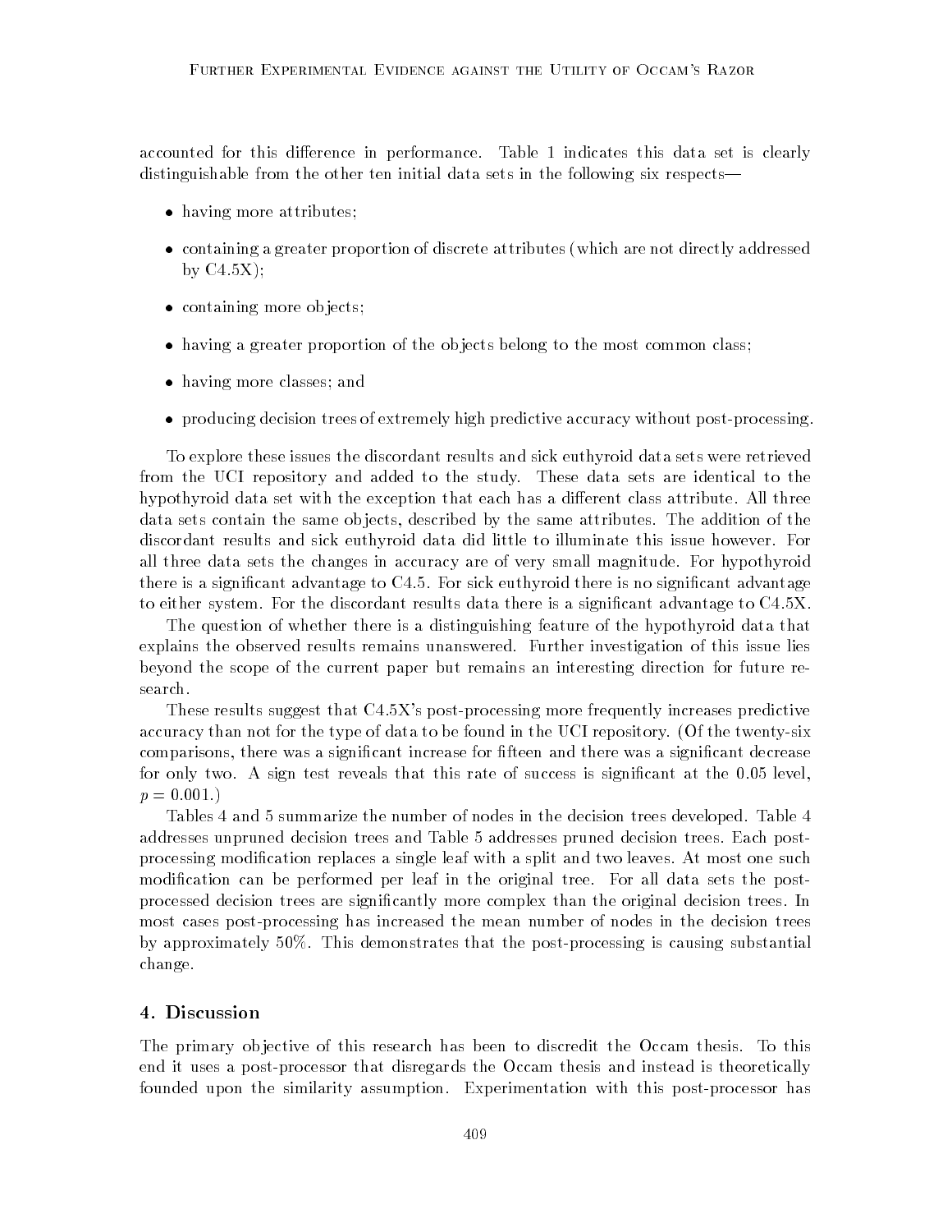accounted for this difference in performance. Table 1 indicates this data set is clearly distinguishable from the other ten initial data sets in the following six respects—

- having more attributes;
- containing a greater proportion of discrete attributes (which are not directly addressed by C4.5X);
- containing more objects;
- having a greater proportion of the objects belong to the most common class;
- having more classes; and
- producing decision trees of extremely high predictive accuracy without post-processing.

To explore these issues the discordant results and sick euthyroid data sets were retrieved from the UCI repository and added to the study. These data sets are identical to the hypothyroid data set with the exception that each has a different class attribute. All three data sets contain the same objects, described by the same attributes. The addition of the discordant results and sick euthyroid data did little to illuminate this issue however. For all three data sets the changes in accuracy are of very small magnitude. For hypothyroid there is a significant advantage to C4.5. For sick euthyroid there is no significant advantage to either system. For the discordant results data there is a significant advantage to C4.5X.

The question of whether there is a distinguishing feature of the hypothyroid data that explains the observed results remains unanswered. Further investigation of this issue lies beyond the scope of the current paper but remains an interesting direction for future research.

These results suggest that C4.5X's post-processing more frequently increases predictive accuracy than not for the type of data to be found in the UCI repository. (Of the twenty-six comparisons, there was a significant increase for fifteen and there was a significant decrease for only two. A sign test reveals that this rate of success is significant at the 0.05 level, $p = 0.001$.)

Tables 4 and 5 summarize the number of nodes in the decision trees developed. Table 4 addresses unpruned decision trees and Table 5 addresses pruned decision trees. Each post-processing modification replaces a single leaf with a split and two leaves. At most one such modification can be performed per leaf in the original tree. For all data sets the post-processed decision trees are significantly more complex than the original decision trees. In most cases post-processing has increased the mean number of nodes in the decision trees by approximately 50%. This demonstrates that the post-processing is causing substantial change.

## 4. Discussion

The primary objective of this research has been to discredit the Occam thesis. To this end it uses a post-processor that disregards the Occam thesis and instead is theoretically founded upon the similarity assumption. Experimentation with this post-processor has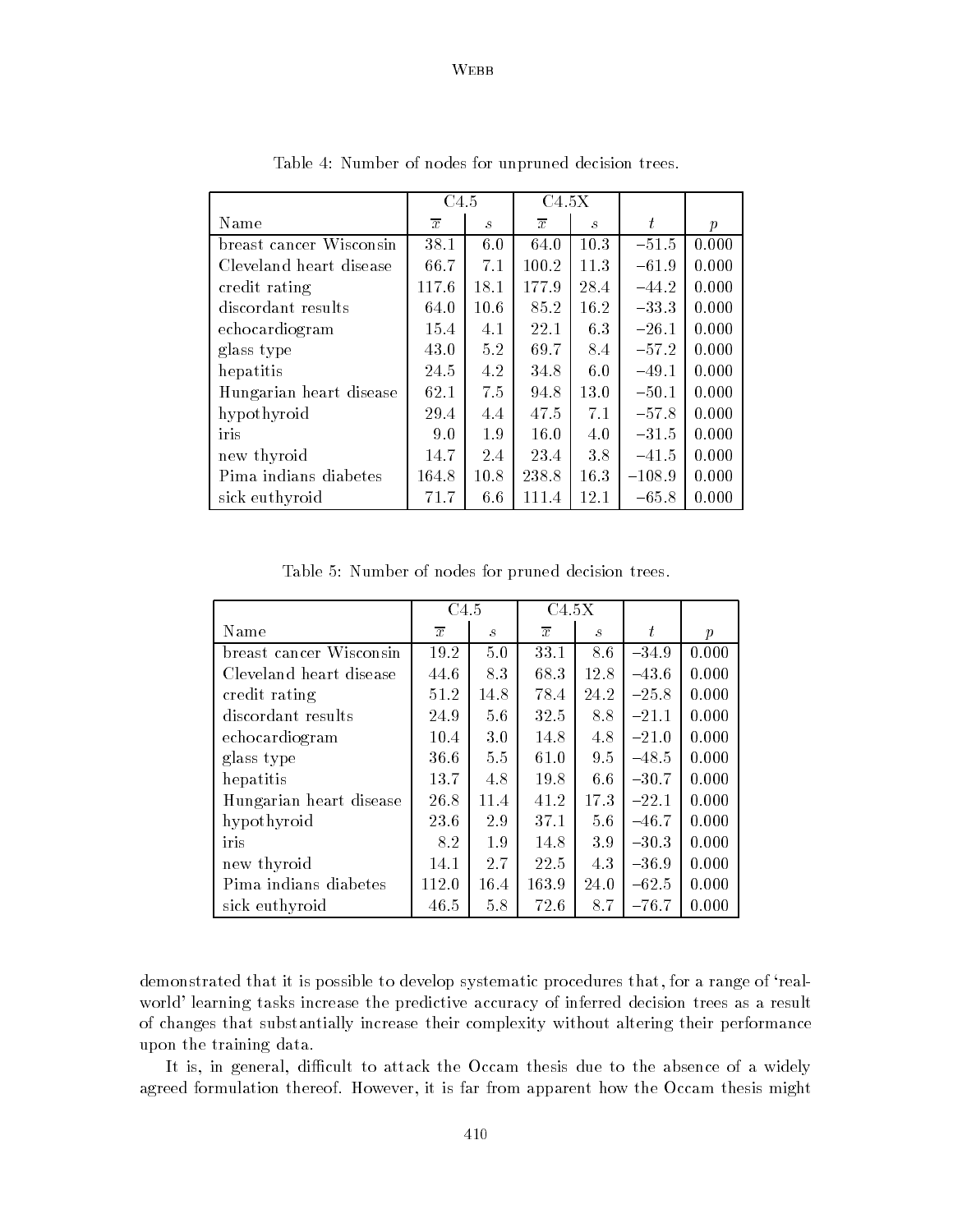Table 4: Number of nodes for unpruned decision trees.

| | C4.5 | | C4.5X | | | |
|---|---|---|---|---|---|---|
| Name | $\overline{x}$ | $s$ | $\overline{x}$ | $s$ | $t$ | $p$ |
| breast cancer Wisconsin | 38.1 | 6.0 | 64.0 | 10.3 | −51.5 | 0.000 |
| Cleveland heart disease | 66.7 | 7.1 | 100.2 | 11.3 | −61.9 | 0.000 |
| credit rating | 117.6 | 18.1 | 177.9 | 28.4 | −44.2 | 0.000 |
| discordant results | 64.0 | 10.6 | 85.2 | 16.2 | −33.3 | 0.000 |
| echocardiogram | 15.4 | 4.1 | 22.1 | 6.3 | −26.1 | 0.000 |
| glass type | 43.0 | 5.2 | 69.7 | 8.4 | −57.2 | 0.000 |
| hepatitis | 24.5 | 4.2 | 34.8 | 6.0 | −49.1 | 0.000 |
| Hungarian heart disease | 62.1 | 7.5 | 94.8 | 13.0 | −50.1 | 0.000 |
| hypothyroid | 29.4 | 4.4 | 47.5 | 7.1 | −57.8 | 0.000 |
| iris | 9.0 | 1.9 | 16.0 | 4.0 | −31.5 | 0.000 |
| new thyroid | 14.7 | 2.4 | 23.4 | 3.8 | −41.5 | 0.000 |
| Pima indians diabetes | 164.8 | 10.8 | 238.8 | 16.3 | −108.9 | 0.000 |
| sick euthyroid | 71.7 | 6.6 | 111.4 | 12.1 | −65.8 | 0.000 |

Table 5: Number of nodes for pruned decision trees.

| | C4.5 | | C4.5X | | | |
|---|---|---|---|---|---|---|
| Name | $\overline{x}$ | $s$ | $\overline{x}$ | $s$ | $t$ | $p$ |
| breast cancer Wisconsin | 19.2 | 5.0 | 33.1 | 8.6 | −34.9 | 0.000 |
| Cleveland heart disease | 44.6 | 8.3 | 68.3 | 12.8 | −43.6 | 0.000 |
| credit rating | 51.2 | 14.8 | 78.4 | 24.2 | −25.8 | 0.000 |
| discordant results | 24.9 | 5.6 | 32.5 | 8.8 | −21.1 | 0.000 |
| echocardiogram | 10.4 | 3.0 | 14.8 | 4.8 | −21.0 | 0.000 |
| glass type | 36.6 | 5.5 | 61.0 | 9.5 | −48.5 | 0.000 |
| hepatitis | 13.7 | 4.8 | 19.8 | 6.6 | −30.7 | 0.000 |
| Hungarian heart disease | 26.8 | 11.4 | 41.2 | 17.3 | −22.1 | 0.000 |
| hypothyroid | 23.6 | 2.9 | 37.1 | 5.6 | −46.7 | 0.000 |
| iris | 8.2 | 1.9 | 14.8 | 3.9 | −30.3 | 0.000 |
| new thyroid | 14.1 | 2.7 | 22.5 | 4.3 | −36.9 | 0.000 |
| Pima indians diabetes | 112.0 | 16.4 | 163.9 | 24.0 | −62.5 | 0.000 |
| sick euthyroid | 46.5 | 5.8 | 72.6 | 8.7 | −76.7 | 0.000 |

demonstrated that it is possible to develop systematic procedures that, for a range of 'real-world' learning tasks increase the predictive accuracy of inferred decision trees as a result of changes that substantially increase their complexity without altering their performance upon the training data.

It is, in general, difficult to attack the Occam thesis due to the absence of a widely agreed formulation thereof. However, it is far from apparent how the Occam thesis might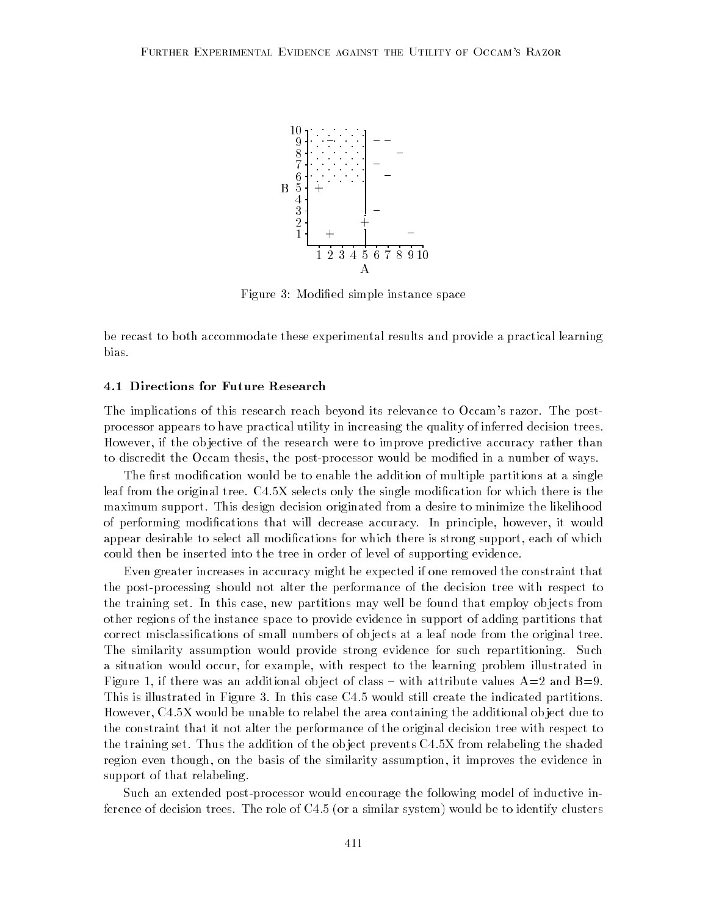Figure 3: Modified simple instance space

be recast to both accommodate these experimental results and provide a practical learning bias.

### 4.1 Directions for Future Research

The implications of this research reach beyond its relevance to Occam's razor. The post-processor appears to have practical utility in increasing the quality of inferred decision trees. However, if the objective of the research were to improve predictive accuracy rather than to discredit the Occam thesis, the post-processor would be modified in a number of ways.

The first modification would be to enable the addition of multiple partitions at a single leaf from the original tree. C4.5X selects only the single modification for which there is the maximum support. This design decision originated from a desire to minimize the likelihood of performing modifications that will decrease accuracy. In principle, however, it would appear desirable to select all modifications for which there is strong support, each of which could then be inserted into the tree in order of level of supporting evidence.

Even greater increases in accuracy might be expected if one removed the constraint that the post-processing should not alter the performance of the decision tree with respect to the training set. In this case, new partitions may well be found that employ objects from other regions of the instance space to provide evidence in support of adding partitions that correct misclassifications of small numbers of objects at a leaf node from the original tree. The similarity assumption would provide strong evidence for such repartitioning. Such a situation would occur, for example, with respect to the learning problem illustrated in Figure 1, if there was an additional object of class – with attribute values A=2 and B=9. This is illustrated in Figure 3. In this case C4.5 would still create the indicated partitions. However, C4.5X would be unable to relabel the area containing the additional object due to the constraint that it not alter the performance of the original decision tree with respect to the training set. Thus the addition of the object prevents C4.5X from relabeling the shaded region even though, on the basis of the similarity assumption, it improves the evidence in support of that relabeling.

Such an extended post-processor would encourage the following model of inductive inference of decision trees. The role of C4.5 (or a similar system) would be to identify clusters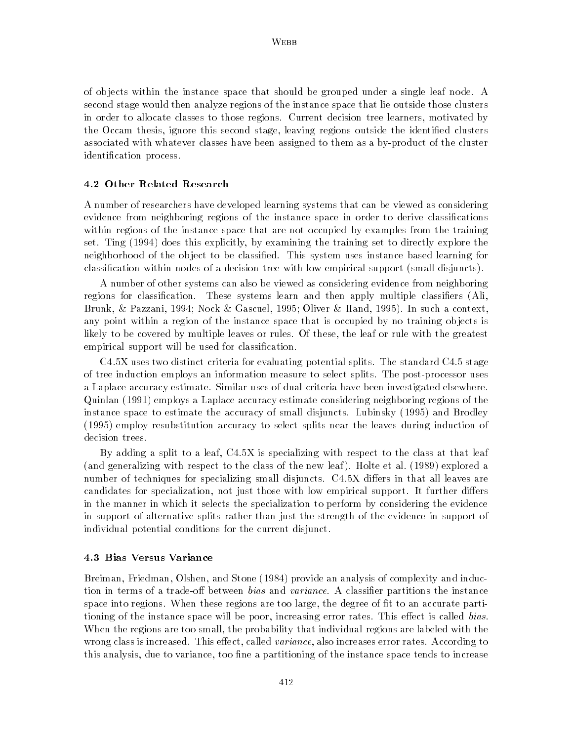of objects within the instance space that should be grouped under a single leaf node. A second stage would then analyze regions of the instance space that lie outside those clusters in order to allocate classes to those regions. Current decision tree learners, motivated by the Occam thesis, ignore this second stage, leaving regions outside the identified clusters associated with whatever classes have been assigned to them as a by-product of the cluster identification process.

### 4.2 Other Related Research

A number of researchers have developed learning systems that can be viewed as considering evidence from neighboring regions of the instance space in order to derive classifications within regions of the instance space that are not occupied by examples from the training set. Ting (1994) does this explicitly, by examining the training set to directly explore the neighborhood of the object to be classified. This system uses instance based learning for classification within nodes of a decision tree with low empirical support (small disjuncts).

A number of other systems can also be viewed as considering evidence from neighboring regions for classification. These systems learn and then apply multiple classifiers (Ali, Brunk, & Pazzani, 1994; Nock & Gascuel, 1995; Oliver & Hand, 1995). In such a context, any point within a region of the instance space that is occupied by no training objects is likely to be covered by multiple leaves or rules. Of these, the leaf or rule with the greatest empirical support will be used for classification.

C4.5X uses two distinct criteria for evaluating potential splits. The standard C4.5 stage of tree induction employs an information measure to select splits. The post-processor uses a Laplace accuracy estimate. Similar uses of dual criteria have been investigated elsewhere. Quinlan (1991) employs a Laplace accuracy estimate considering neighboring regions of the instance space to estimate the accuracy of small disjuncts. Lubinsky (1995) and Brodley (1995) employ resubstitution accuracy to select splits near the leaves during induction of decision trees.

By adding a split to a leaf, C4.5X is specializing with respect to the class at that leaf (and generalizing with respect to the class of the new leaf). Holte et al. (1989) explored a number of techniques for specializing small disjuncts. C4.5X differs in that all leaves are candidates for specialization, not just those with low empirical support. It further differs in the manner in which it selects the specialization to perform by considering the evidence in support of alternative splits rather than just the strength of the evidence in support of individual potential conditions for the current disjunct.

### 4.3 Bias Versus Variance

Breiman, Friedman, Olshen, and Stone (1984) provide an analysis of complexity and induction in terms of a trade-off between *bias* and *variance*. A classifier partitions the instance space into regions. When these regions are too large, the degree of fit to an accurate partitioning of the instance space will be poor, increasing error rates. This effect is called *bias*. When the regions are too small, the probability that individual regions are labeled with the wrong class is increased. This effect, called *variance*, also increases error rates. According to this analysis, due to variance, too fine a partitioning of the instance space tends to increase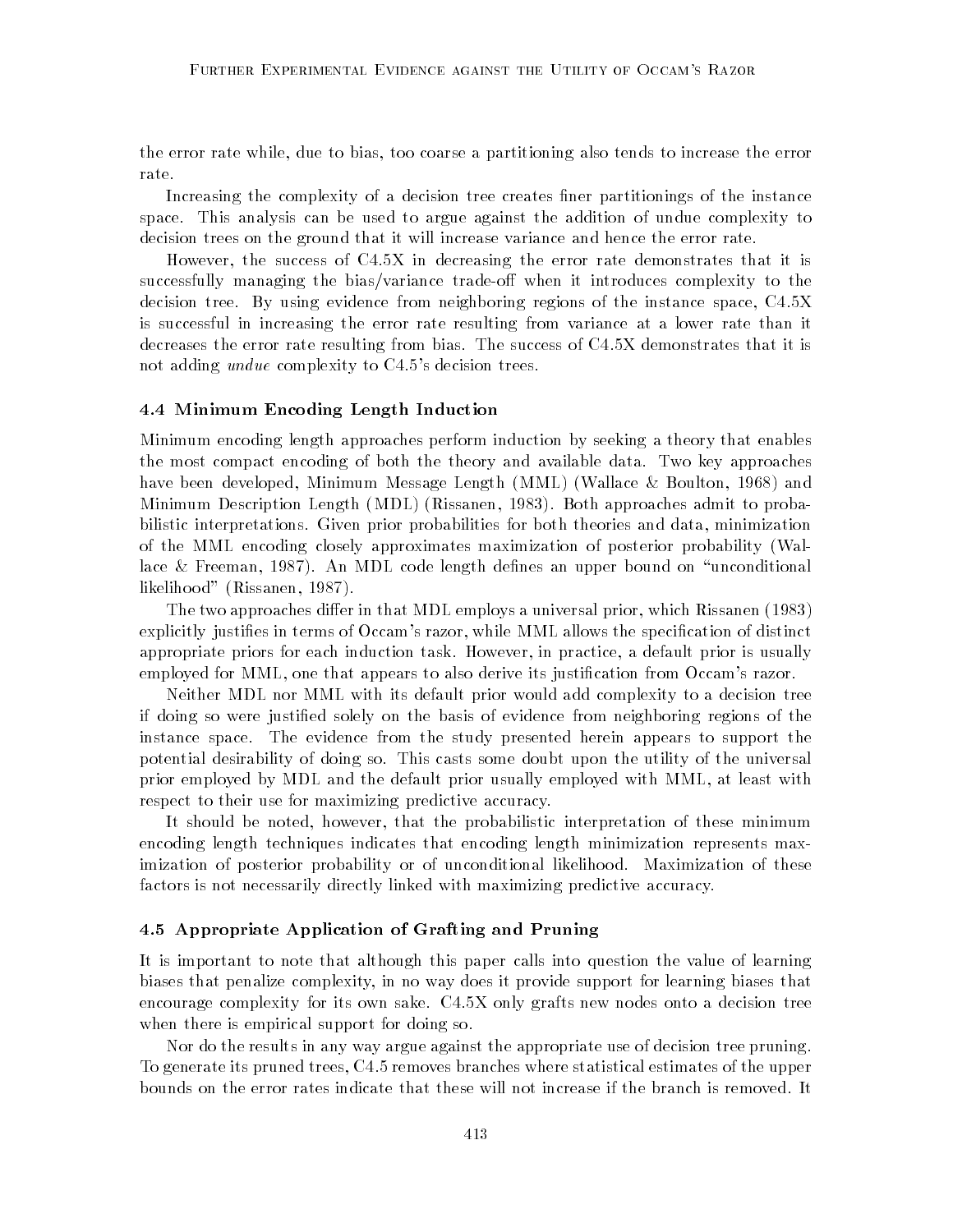the error rate while, due to bias, too coarse a partitioning also tends to increase the error rate.

Increasing the complexity of a decision tree creates finer partitionings of the instance space. This analysis can be used to argue against the addition of undue complexity to decision trees on the ground that it will increase variance and hence the error rate.

However, the success of C4.5X in decreasing the error rate demonstrates that it is successfully managing the bias/variance trade-off when it introduces complexity to the decision tree. By using evidence from neighboring regions of the instance space, C4.5X is successful in increasing the error rate resulting from variance at a lower rate than it decreases the error rate resulting from bias. The success of C4.5X demonstrates that it is not adding *undue* complexity to C4.5's decision trees.

### 4.4 Minimum Encoding Length Induction

Minimum encoding length approaches perform induction by seeking a theory that enables the most compact encoding of both the theory and available data. Two key approaches have been developed, Minimum Message Length (MML) (Wallace & Boulton, 1968) and Minimum Description Length (MDL) (Rissanen, 1983). Both approaches admit to probabilistic interpretations. Given prior probabilities for both theories and data, minimization of the MML encoding closely approximates maximization of posterior probability (Wallace & Freeman, 1987). An MDL code length defines an upper bound on "unconditional likelihood" (Rissanen, 1987).

The two approaches differ in that MDL employs a universal prior, which Rissanen (1983) explicitly justifies in terms of Occam's razor, while MML allows the specification of distinct appropriate priors for each induction task. However, in practice, a default prior is usually employed for MML, one that appears to also derive its justification from Occam's razor.

Neither MDL nor MML with its default prior would add complexity to a decision tree if doing so were justified solely on the basis of evidence from neighboring regions of the instance space. The evidence from the study presented herein appears to support the potential desirability of doing so. This casts some doubt upon the utility of the universal prior employed by MDL and the default prior usually employed with MML, at least with respect to their use for maximizing predictive accuracy.

It should be noted, however, that the probabilistic interpretation of these minimum encoding length techniques indicates that encoding length minimization represents maximization of posterior probability or of unconditional likelihood. Maximization of these factors is not necessarily directly linked with maximizing predictive accuracy.

### 4.5 Appropriate Application of Grafting and Pruning

It is important to note that although this paper calls into question the value of learning biases that penalize complexity, in no way does it provide support for learning biases that encourage complexity for its own sake. C4.5X only grafts new nodes onto a decision tree when there is empirical support for doing so.

Nor do the results in any way argue against the appropriate use of decision tree pruning. To generate its pruned trees, C4.5 removes branches where statistical estimates of the upper bounds on the error rates indicate that these will not increase if the branch is removed. It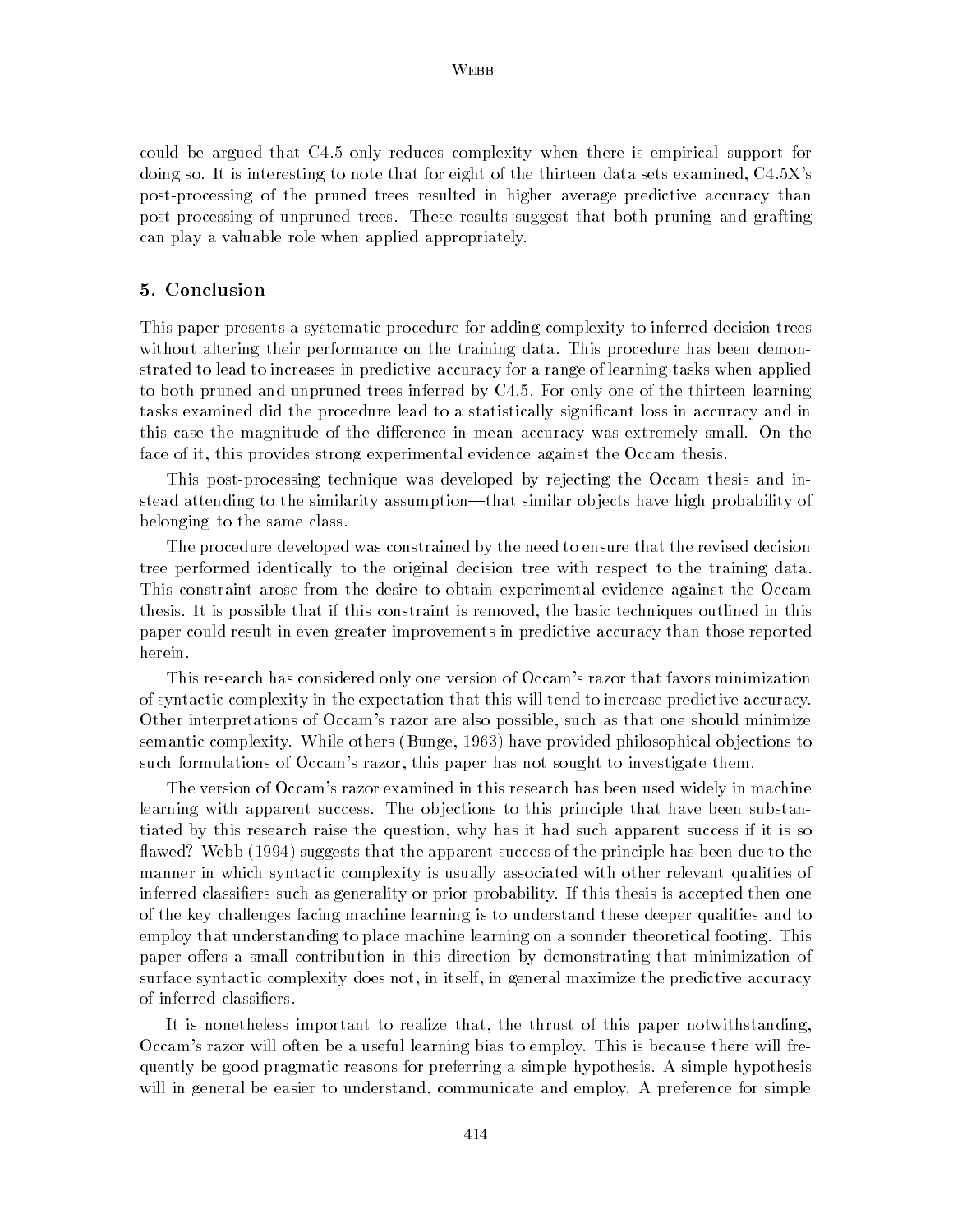could be argued that C4.5 only reduces complexity when there is empirical support for doing so. It is interesting to note that for eight of the thirteen data sets examined, C4.5X's post-processing of the pruned trees resulted in higher average predictive accuracy than post-processing of unpruned trees. These results suggest that both pruning and grafting can play a valuable role when applied appropriately.

## 5. Conclusion

This paper presents a systematic procedure for adding complexity to inferred decision trees without altering their performance on the training data. This procedure has been demonstrated to lead to increases in predictive accuracy for a range of learning tasks when applied to both pruned and unpruned trees inferred by C4.5. For only one of the thirteen learning tasks examined did the procedure lead to a statistically significant loss in accuracy and in this case the magnitude of the difference in mean accuracy was extremely small. On the face of it, this provides strong experimental evidence against the Occam thesis.

This post-processing technique was developed by rejecting the Occam thesis and instead attending to the similarity assumption—that similar objects have high probability of belonging to the same class.

The procedure developed was constrained by the need to ensure that the revised decision tree performed identically to the original decision tree with respect to the training data. This constraint arose from the desire to obtain experimental evidence against the Occam thesis. It is possible that if this constraint is removed, the basic techniques outlined in this paper could result in even greater improvements in predictive accuracy than those reported herein.

This research has considered only one version of Occam's razor that favors minimization of syntactic complexity in the expectation that this will tend to increase predictive accuracy. Other interpretations of Occam's razor are also possible, such as that one should minimize semantic complexity. While others (Bunge, 1963) have provided philosophical objections to such formulations of Occam's razor, this paper has not sought to investigate them.

The version of Occam's razor examined in this research has been used widely in machine learning with apparent success. The objections to this principle that have been substantiated by this research raise the question, why has it had such apparent success if it is so flawed? Webb (1994) suggests that the apparent success of the principle has been due to the manner in which syntactic complexity is usually associated with other relevant qualities of inferred classifiers such as generality or prior probability. If this thesis is accepted then one of the key challenges facing machine learning is to understand these deeper qualities and to employ that understanding to place machine learning on a sounder theoretical footing. This paper offers a small contribution in this direction by demonstrating that minimization of surface syntactic complexity does not, in itself, in general maximize the predictive accuracy of inferred classifiers.

It is nonetheless important to realize that, the thrust of this paper notwithstanding, Occam's razor will often be a useful learning bias to employ. This is because there will frequently be good pragmatic reasons for preferring a simple hypothesis. A simple hypothesis will in general be easier to understand, communicate and employ. A preference for simple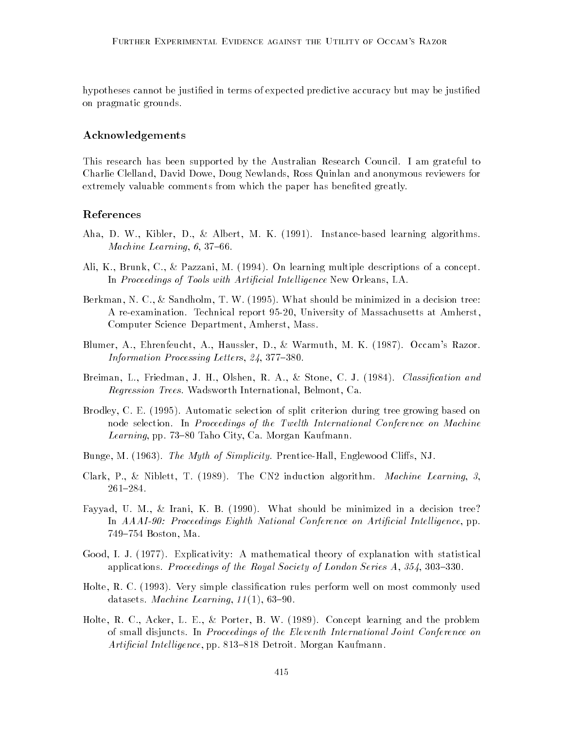hypotheses cannot be justified in terms of expected predictive accuracy but may be justified on pragmatic grounds.

## Acknowledgements

This research has been supported by the Australian Research Council. I am grateful to Charlie Clelland, David Dowe, Doug Newlands, Ross Quinlan and anonymous reviewers for extremely valuable comments from which the paper has benefited greatly.

## References

Aha, D. W., Kibler, D., & Albert, M. K. (1991). Instance-based learning algorithms. *Machine Learning*, *6*, 37–66.

Ali, K., Brunk, C., & Pazzani, M. (1994). On learning multiple descriptions of a concept. In *Proceedings of Tools with Artificial Intelligence* New Orleans, LA.

Berkman, N. C., & Sandholm, T. W. (1995). What should be minimized in a decision tree: A re-examination. Technical report 95-20, University of Massachusetts at Amherst, Computer Science Department, Amherst, Mass.

Blumer, A., Ehrenfeucht, A., Haussler, D., & Warmuth, M. K. (1987). Occam's Razor. *Information Processing Letters*, *24*, 377–380.

Breiman, L., Friedman, J. H., Olshen, R. A., & Stone, C. J. (1984). *Classification and Regression Trees.* Wadsworth International, Belmont, Ca.

Brodley, C. E. (1995). Automatic selection of split criterion during tree growing based on node selection. In *Proceedings of the Twelth International Conference on Machine Learning*, pp. 73–80 Taho City, Ca. Morgan Kaufmann.

Bunge, M. (1963). *The Myth of Simplicity.* Prentice-Hall, Englewood Cliffs, NJ.

Clark, P., & Niblett, T. (1989). The CN2 induction algorithm. *Machine Learning*, *3*, 261–284.

Fayyad, U. M., & Irani, K. B. (1990). What should be minimized in a decision tree? In *AAAI-90: Proceedings Eighth National Conference on Artificial Intelligence*, pp. 749–754 Boston, Ma.

Good, I. J. (1977). Explicativity: A mathematical theory of explanation with statistical applications. *Proceedings of the Royal Society of London Series A*, *354*, 303–330.

Holte, R. C. (1993). Very simple classification rules perform well on most commonly used datasets. *Machine Learning*, *11*(1), 63–90.

Holte, R. C., Acker, L. E., & Porter, B. W. (1989). Concept learning and the problem of small disjuncts. In *Proceedings of the Eleventh International Joint Conference on Artificial Intelligence*, pp. 813–818 Detroit. Morgan Kaufmann.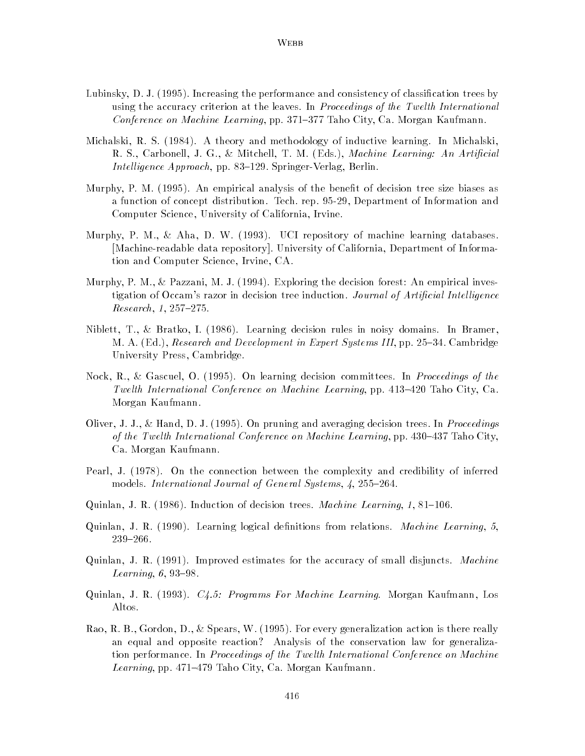Lubinsky, D. J. (1995). Increasing the performance and consistency of classification trees by using the accuracy criterion at the leaves. In *Proceedings of the Twelth International Conference on Machine Learning*, pp. 371–377 Taho City, Ca. Morgan Kaufmann.

Michalski, R. S. (1984). A theory and methodology of inductive learning. In Michalski, R. S., Carbonell, J. G., & Mitchell, T. M. (Eds.), *Machine Learning: An Artificial Intelligence Approach*, pp. 83–129. Springer-Verlag, Berlin.

Murphy, P. M. (1995). An empirical analysis of the benefit of decision tree size biases as a function of concept distribution. Tech. rep. 95-29, Department of Information and Computer Science, University of California, Irvine.

Murphy, P. M., & Aha, D. W. (1993). UCI repository of machine learning databases. [Machine-readable data repository]. University of California, Department of Information and Computer Science, Irvine, CA.

Murphy, P. M., & Pazzani, M. J. (1994). Exploring the decision forest: An empirical investigation of Occam's razor in decision tree induction. *Journal of Artificial Intelligence Research*, *1*, 257–275.

Niblett, T., & Bratko, I. (1986). Learning decision rules in noisy domains. In Bramer, M. A. (Ed.), *Research and Development in Expert Systems III*, pp. 25–34. Cambridge University Press, Cambridge.

Nock, R., & Gascuel, O. (1995). On learning decision committees. In *Proceedings of the Twelth International Conference on Machine Learning*, pp. 413–420 Taho City, Ca. Morgan Kaufmann.

Oliver, J. J., & Hand, D. J. (1995). On pruning and averaging decision trees. In *Proceedings of the Twelth International Conference on Machine Learning*, pp. 430–437 Taho City, Ca. Morgan Kaufmann.

Pearl, J. (1978). On the connection between the complexity and credibility of inferred models. *International Journal of General Systems*, *4*, 255–264.

Quinlan, J. R. (1986). Induction of decision trees. *Machine Learning*, *1*, 81–106.

Quinlan, J. R. (1990). Learning logical definitions from relations. *Machine Learning*, *5*, 239–266.

Quinlan, J. R. (1991). Improved estimates for the accuracy of small disjuncts. *Machine Learning*, *6*, 93–98.

Quinlan, J. R. (1993). *C4.5: Programs For Machine Learning*. Morgan Kaufmann, Los Altos.

Rao, R. B., Gordon, D., & Spears, W. (1995). For every generalization action is there really an equal and opposite reaction? Analysis of the conservation law for generalization performance. In *Proceedings of the Twelth International Conference on Machine Learning*, pp. 471–479 Taho City, Ca. Morgan Kaufmann.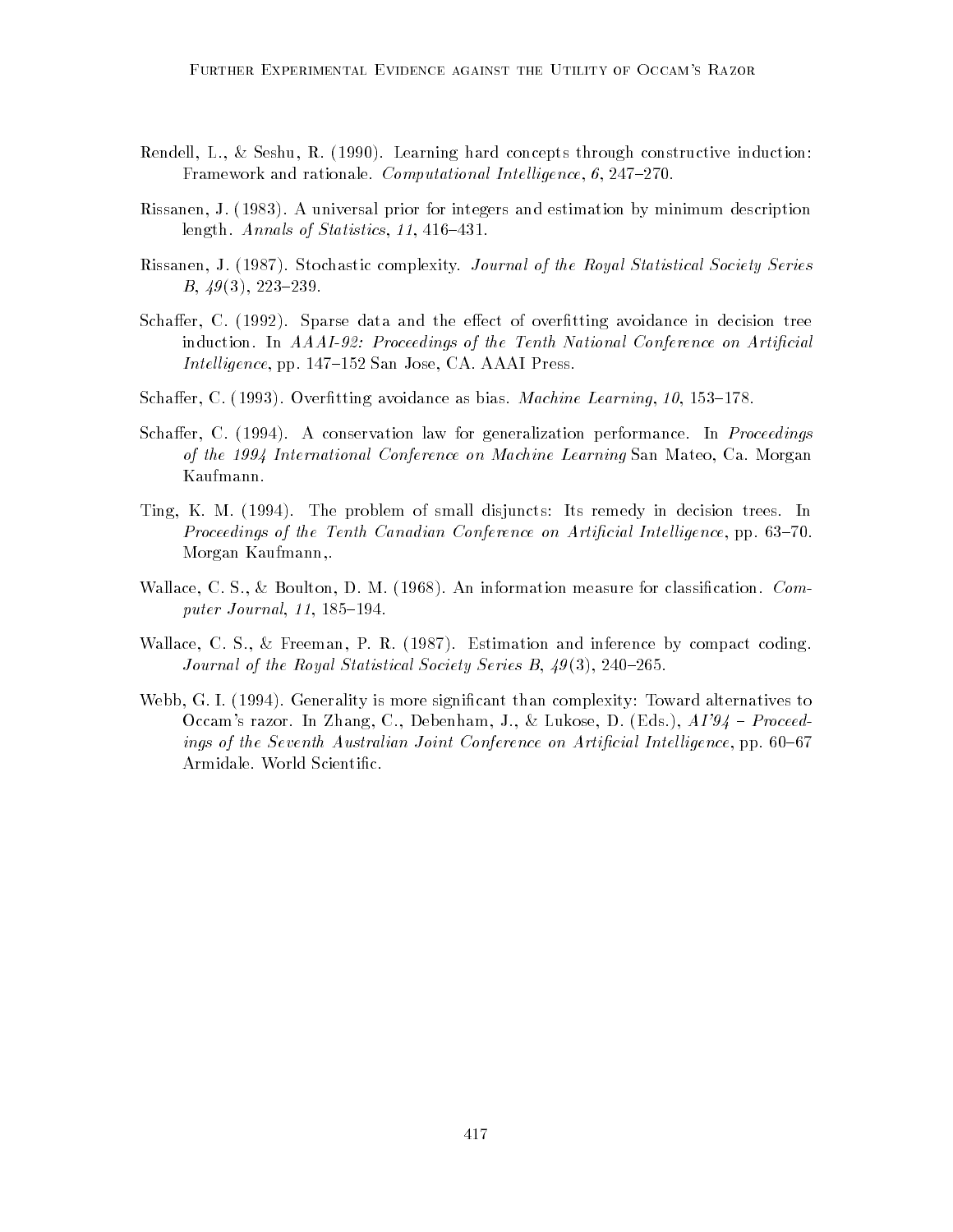Rendell, L., & Seshu, R. (1990). Learning hard concepts through constructive induction: Framework and rationale. *Computational Intelligence*, *6*, 247–270.

Rissanen, J. (1983). A universal prior for integers and estimation by minimum description length. *Annals of Statistics*, *11*, 416–431.

Rissanen, J. (1987). Stochastic complexity. *Journal of the Royal Statistical Society Series B*, *49*(3), 223–239.

Schaffer, C. (1992). Sparse data and the effect of overfitting avoidance in decision tree induction. In *AAAI-92: Proceedings of the Tenth National Conference on Artificial Intelligence*, pp. 147–152 San Jose, CA. AAAI Press.

Schaffer, C. (1993). Overfitting avoidance as bias. *Machine Learning*, *10*, 153–178.

Schaffer, C. (1994). A conservation law for generalization performance. In *Proceedings of the 1994 International Conference on Machine Learning* San Mateo, Ca. Morgan Kaufmann.

Ting, K. M. (1994). The problem of small disjuncts: Its remedy in decision trees. In *Proceedings of the Tenth Canadian Conference on Artificial Intelligence*, pp. 63–70. Morgan Kaufmann,.

Wallace, C. S., & Boulton, D. M. (1968). An information measure for classification. *Computer Journal*, *11*, 185–194.

Wallace, C. S., & Freeman, P. R. (1987). Estimation and inference by compact coding. *Journal of the Royal Statistical Society Series B*, *49*(3), 240–265.

Webb, G. I. (1994). Generality is more significant than complexity: Toward alternatives to Occam's razor. In Zhang, C., Debenham, J., & Lukose, D. (Eds.), *AI'94 – Proceedings of the Seventh Australian Joint Conference on Artificial Intelligence*, pp. 60–67 Armidale. World Scientific.